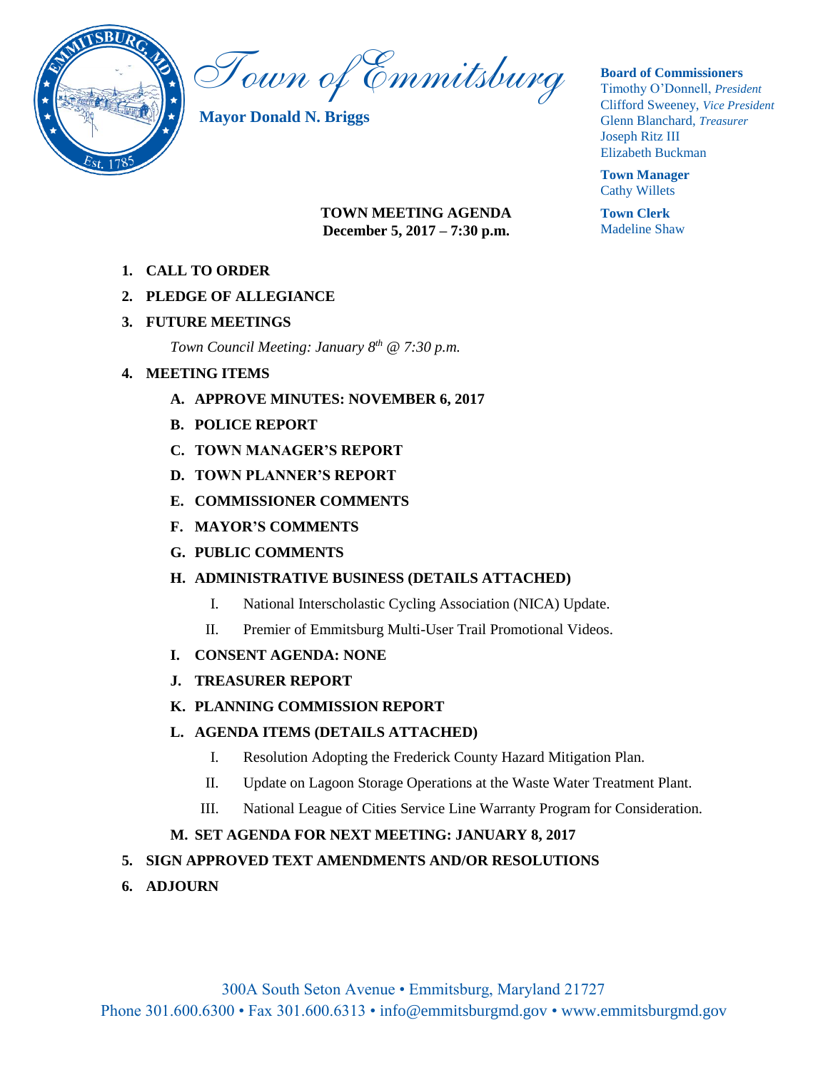# Town of Emmitsburg

**Mayor Donald N. Briggs**

**Board of Commissioners**
Timothy O'Donnell, *President*
Clifford Sweeney, *Vice President*
Glenn Blanchard, *Treasurer*
Joseph Ritz III
Elizabeth Buckman

**Town Manager**
Cathy Willets

**Town Clerk**
Madeline Shaw

**TOWN MEETING AGENDA**
**December 5, 2017 – 7:30 p.m.**

1. **CALL TO ORDER**
2. **PLEDGE OF ALLEGIANCE**
3. **FUTURE MEETINGS**

   *Town Council Meeting: January 8th @ 7:30 p.m.*

4. **MEETING ITEMS**
   - **A. APPROVE MINUTES: NOVEMBER 6, 2017**
   - **B. POLICE REPORT**
   - **C. TOWN MANAGER'S REPORT**
   - **D. TOWN PLANNER'S REPORT**
   - **E. COMMISSIONER COMMENTS**
   - **F. MAYOR'S COMMENTS**
   - **G. PUBLIC COMMENTS**
   - **H. ADMINISTRATIVE BUSINESS (DETAILS ATTACHED)**
     - I. National Interscholastic Cycling Association (NICA) Update.
     - II. Premier of Emmitsburg Multi-User Trail Promotional Videos.
   - **I. CONSENT AGENDA: NONE**
   - **J. TREASURER REPORT**
   - **K. PLANNING COMMISSION REPORT**
   - **L. AGENDA ITEMS (DETAILS ATTACHED)**
     - I. Resolution Adopting the Frederick County Hazard Mitigation Plan.
     - II. Update on Lagoon Storage Operations at the Waste Water Treatment Plant.
     - III. National League of Cities Service Line Warranty Program for Consideration.
   - **M. SET AGENDA FOR NEXT MEETING: JANUARY 8, 2017**
5. **SIGN APPROVED TEXT AMENDMENTS AND/OR RESOLUTIONS**
6. **ADJOURN**

300A South Seton Avenue • Emmitsburg, Maryland 21727
Phone 301.600.6300 • Fax 301.600.6313 • info@emmitsburgmd.gov • www.emmitsburgmd.gov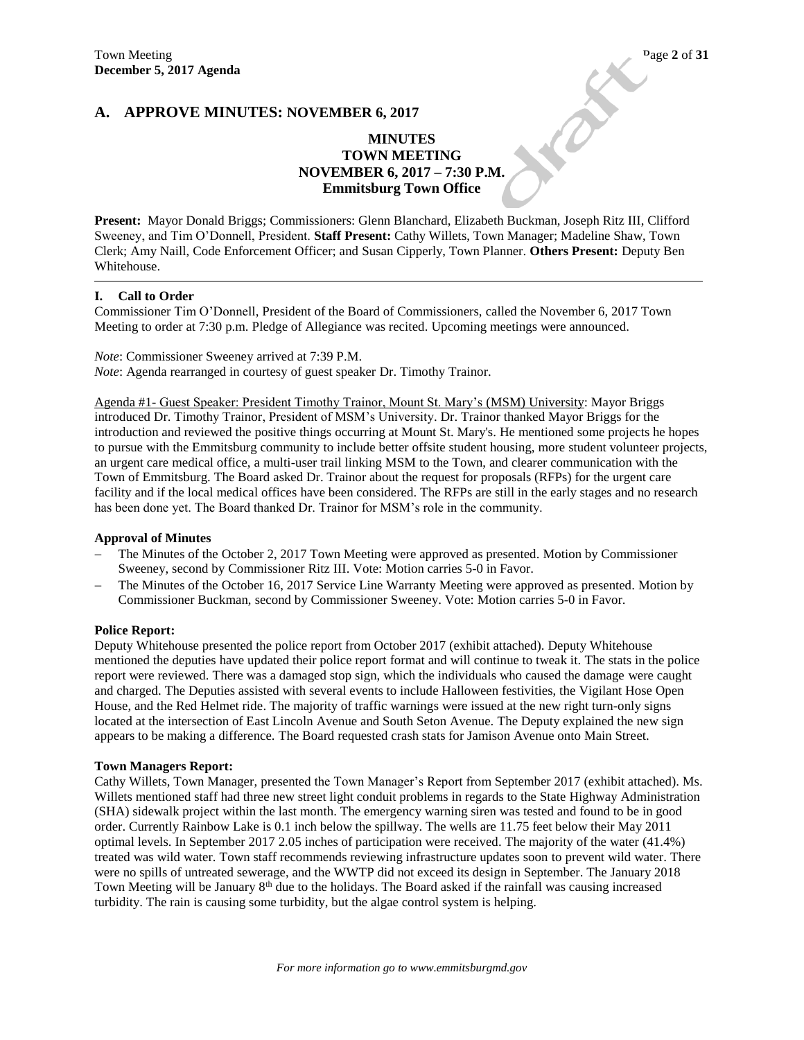## A. APPROVE MINUTES: NOVEMBER 6, 2017

**MINUTES**
**TOWN MEETING**
**NOVEMBER 6, 2017 – 7:30 P.M.**
**Emmitsburg Town Office**

**Present:** Mayor Donald Briggs; Commissioners: Glenn Blanchard, Elizabeth Buckman, Joseph Ritz III, Clifford Sweeney, and Tim O'Donnell, President. **Staff Present:** Cathy Willets, Town Manager; Madeline Shaw, Town Clerk; Amy Naill, Code Enforcement Officer; and Susan Cipperly, Town Planner. **Others Present:** Deputy Ben Whitehouse.

### I. Call to Order

Commissioner Tim O'Donnell, President of the Board of Commissioners, called the November 6, 2017 Town Meeting to order at 7:30 p.m. Pledge of Allegiance was recited. Upcoming meetings were announced.

*Note*: Commissioner Sweeney arrived at 7:39 P.M.
*Note*: Agenda rearranged in courtesy of guest speaker Dr. Timothy Trainor.

Agenda #1- Guest Speaker: President Timothy Trainor, Mount St. Mary's (MSM) University: Mayor Briggs introduced Dr. Timothy Trainor, President of MSM's University. Dr. Trainor thanked Mayor Briggs for the introduction and reviewed the positive things occurring at Mount St. Mary's. He mentioned some projects he hopes to pursue with the Emmitsburg community to include better offsite student housing, more student volunteer projects, an urgent care medical office, a multi-user trail linking MSM to the Town, and clearer communication with the Town of Emmitsburg. The Board asked Dr. Trainor about the request for proposals (RFPs) for the urgent care facility and if the local medical offices have been considered. The RFPs are still in the early stages and no research has been done yet. The Board thanked Dr. Trainor for MSM's role in the community.

**Approval of Minutes**

- The Minutes of the October 2, 2017 Town Meeting were approved as presented. Motion by Commissioner Sweeney, second by Commissioner Ritz III. Vote: Motion carries 5-0 in Favor.
- The Minutes of the October 16, 2017 Service Line Warranty Meeting were approved as presented. Motion by Commissioner Buckman, second by Commissioner Sweeney. Vote: Motion carries 5-0 in Favor.

**Police Report:**

Deputy Whitehouse presented the police report from October 2017 (exhibit attached). Deputy Whitehouse mentioned the deputies have updated their police report format and will continue to tweak it. The stats in the police report were reviewed. There was a damaged stop sign, which the individuals who caused the damage were caught and charged. The Deputies assisted with several events to include Halloween festivities, the Vigilant Hose Open House, and the Red Helmet ride. The majority of traffic warnings were issued at the new right turn-only signs located at the intersection of East Lincoln Avenue and South Seton Avenue. The Deputy explained the new sign appears to be making a difference. The Board requested crash stats for Jamison Avenue onto Main Street.

**Town Managers Report:**

Cathy Willets, Town Manager, presented the Town Manager's Report from September 2017 (exhibit attached). Ms. Willets mentioned staff had three new street light conduit problems in regards to the State Highway Administration (SHA) sidewalk project within the last month. The emergency warning siren was tested and found to be in good order. Currently Rainbow Lake is 0.1 inch below the spillway. The wells are 11.75 feet below their May 2011 optimal levels. In September 2017 2.05 inches of participation were received. The majority of the water (41.4%) treated was wild water. Town staff recommends reviewing infrastructure updates soon to prevent wild water. There were no spills of untreated sewerage, and the WWTP did not exceed its design in September. The January 2018 Town Meeting will be January 8th due to the holidays. The Board asked if the rainfall was causing increased turbidity. The rain is causing some turbidity, but the algae control system is helping.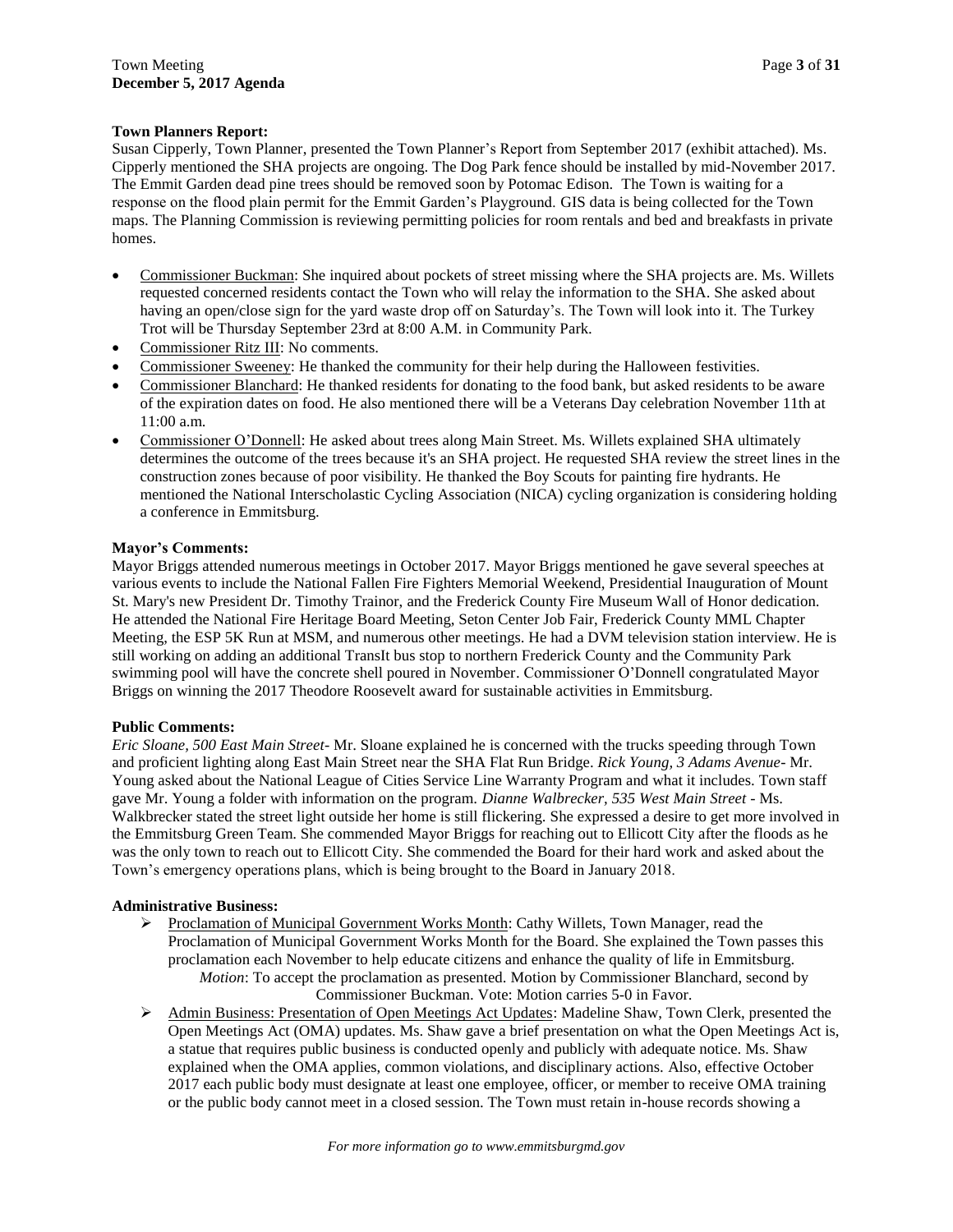**Town Planners Report:**

Susan Cipperly, Town Planner, presented the Town Planner's Report from September 2017 (exhibit attached). Ms. Cipperly mentioned the SHA projects are ongoing. The Dog Park fence should be installed by mid-November 2017. The Emmit Garden dead pine trees should be removed soon by Potomac Edison. The Town is waiting for a response on the flood plain permit for the Emmit Garden's Playground. GIS data is being collected for the Town maps. The Planning Commission is reviewing permitting policies for room rentals and bed and breakfasts in private homes.

- Commissioner Buckman: She inquired about pockets of street missing where the SHA projects are. Ms. Willets requested concerned residents contact the Town who will relay the information to the SHA. She asked about having an open/close sign for the yard waste drop off on Saturday's. The Town will look into it. The Turkey Trot will be Thursday September 23rd at 8:00 A.M. in Community Park.
- Commissioner Ritz III: No comments.
- Commissioner Sweeney: He thanked the community for their help during the Halloween festivities.
- Commissioner Blanchard: He thanked residents for donating to the food bank, but asked residents to be aware of the expiration dates on food. He also mentioned there will be a Veterans Day celebration November 11th at 11:00 a.m.
- Commissioner O'Donnell: He asked about trees along Main Street. Ms. Willets explained SHA ultimately determines the outcome of the trees because it's an SHA project. He requested SHA review the street lines in the construction zones because of poor visibility. He thanked the Boy Scouts for painting fire hydrants. He mentioned the National Interscholastic Cycling Association (NICA) cycling organization is considering holding a conference in Emmitsburg.

**Mayor's Comments:**

Mayor Briggs attended numerous meetings in October 2017. Mayor Briggs mentioned he gave several speeches at various events to include the National Fallen Fire Fighters Memorial Weekend, Presidential Inauguration of Mount St. Mary's new President Dr. Timothy Trainor, and the Frederick County Fire Museum Wall of Honor dedication. He attended the National Fire Heritage Board Meeting, Seton Center Job Fair, Frederick County MML Chapter Meeting, the ESP 5K Run at MSM, and numerous other meetings. He had a DVM television station interview. He is still working on adding an additional TransIt bus stop to northern Frederick County and the Community Park swimming pool will have the concrete shell poured in November. Commissioner O'Donnell congratulated Mayor Briggs on winning the 2017 Theodore Roosevelt award for sustainable activities in Emmitsburg.

**Public Comments:**

*Eric Sloane, 500 East Main Street*- Mr. Sloane explained he is concerned with the trucks speeding through Town and proficient lighting along East Main Street near the SHA Flat Run Bridge. *Rick Young, 3 Adams Avenue*- Mr. Young asked about the National League of Cities Service Line Warranty Program and what it includes. Town staff gave Mr. Young a folder with information on the program. *Dianne Walbrecker, 535 West Main Street* - Ms. Walkbrecker stated the street light outside her home is still flickering. She expressed a desire to get more involved in the Emmitsburg Green Team. She commended Mayor Briggs for reaching out to Ellicott City after the floods as he was the only town to reach out to Ellicott City. She commended the Board for their hard work and asked about the Town's emergency operations plans, which is being brought to the Board in January 2018.

**Administrative Business:**

- Proclamation of Municipal Government Works Month: Cathy Willets, Town Manager, read the Proclamation of Municipal Government Works Month for the Board. She explained the Town passes this proclamation each November to help educate citizens and enhance the quality of life in Emmitsburg.
  *Motion*: To accept the proclamation as presented. Motion by Commissioner Blanchard, second by Commissioner Buckman. Vote: Motion carries 5-0 in Favor.
- Admin Business: Presentation of Open Meetings Act Updates: Madeline Shaw, Town Clerk, presented the Open Meetings Act (OMA) updates. Ms. Shaw gave a brief presentation on what the Open Meetings Act is, a statue that requires public business is conducted openly and publicly with adequate notice. Ms. Shaw explained when the OMA applies, common violations, and disciplinary actions. Also, effective October 2017 each public body must designate at least one employee, officer, or member to receive OMA training or the public body cannot meet in a closed session. The Town must retain in-house records showing a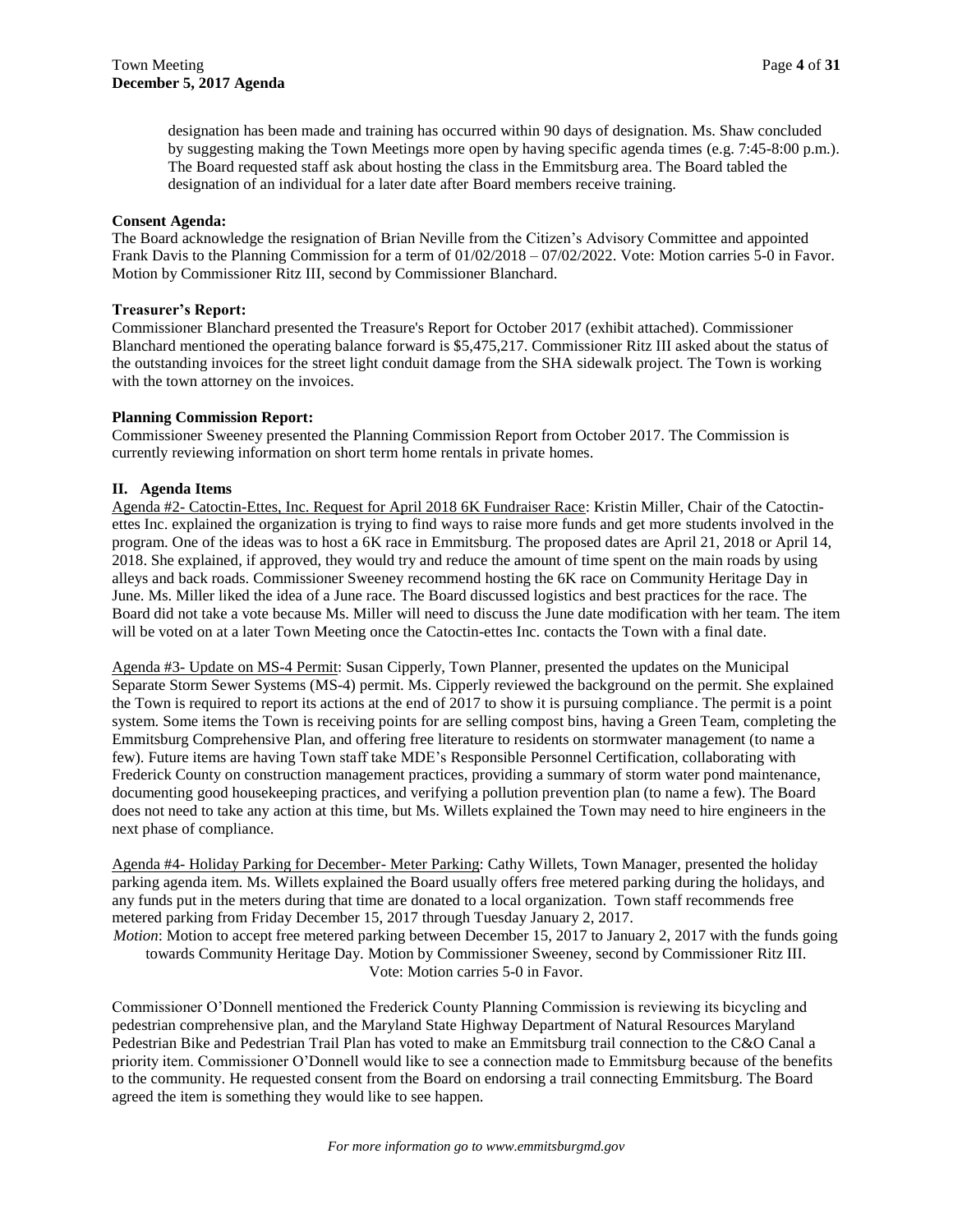designation has been made and training has occurred within 90 days of designation. Ms. Shaw concluded by suggesting making the Town Meetings more open by having specific agenda times (e.g. 7:45-8:00 p.m.). The Board requested staff ask about hosting the class in the Emmitsburg area. The Board tabled the designation of an individual for a later date after Board members receive training.

**Consent Agenda:**

The Board acknowledge the resignation of Brian Neville from the Citizen's Advisory Committee and appointed Frank Davis to the Planning Commission for a term of 01/02/2018 – 07/02/2022. Vote: Motion carries 5-0 in Favor. Motion by Commissioner Ritz III, second by Commissioner Blanchard.

**Treasurer's Report:**

Commissioner Blanchard presented the Treasure's Report for October 2017 (exhibit attached). Commissioner Blanchard mentioned the operating balance forward is $5,475,217. Commissioner Ritz III asked about the status of the outstanding invoices for the street light conduit damage from the SHA sidewalk project. The Town is working with the town attorney on the invoices.

**Planning Commission Report:**

Commissioner Sweeney presented the Planning Commission Report from October 2017. The Commission is currently reviewing information on short term home rentals in private homes.

## II. Agenda Items

Agenda #2- Catoctin-Ettes, Inc. Request for April 2018 6K Fundraiser Race: Kristin Miller, Chair of the Catoctin-ettes Inc. explained the organization is trying to find ways to raise more funds and get more students involved in the program. One of the ideas was to host a 6K race in Emmitsburg. The proposed dates are April 21, 2018 or April 14, 2018. She explained, if approved, they would try and reduce the amount of time spent on the main roads by using alleys and back roads. Commissioner Sweeney recommend hosting the 6K race on Community Heritage Day in June. Ms. Miller liked the idea of a June race. The Board discussed logistics and best practices for the race. The Board did not take a vote because Ms. Miller will need to discuss the June date modification with her team. The item will be voted on at a later Town Meeting once the Catoctin-ettes Inc. contacts the Town with a final date.

Agenda #3- Update on MS-4 Permit: Susan Cipperly, Town Planner, presented the updates on the Municipal Separate Storm Sewer Systems (MS-4) permit. Ms. Cipperly reviewed the background on the permit. She explained the Town is required to report its actions at the end of 2017 to show it is pursuing compliance. The permit is a point system. Some items the Town is receiving points for are selling compost bins, having a Green Team, completing the Emmitsburg Comprehensive Plan, and offering free literature to residents on stormwater management (to name a few). Future items are having Town staff take MDE's Responsible Personnel Certification, collaborating with Frederick County on construction management practices, providing a summary of storm water pond maintenance, documenting good housekeeping practices, and verifying a pollution prevention plan (to name a few). The Board does not need to take any action at this time, but Ms. Willets explained the Town may need to hire engineers in the next phase of compliance.

Agenda #4- Holiday Parking for December- Meter Parking: Cathy Willets, Town Manager, presented the holiday parking agenda item. Ms. Willets explained the Board usually offers free metered parking during the holidays, and any funds put in the meters during that time are donated to a local organization. Town staff recommends free metered parking from Friday December 15, 2017 through Tuesday January 2, 2017.

*Motion*: Motion to accept free metered parking between December 15, 2017 to January 2, 2017 with the funds going towards Community Heritage Day. Motion by Commissioner Sweeney, second by Commissioner Ritz III. Vote: Motion carries 5-0 in Favor.

Commissioner O'Donnell mentioned the Frederick County Planning Commission is reviewing its bicycling and pedestrian comprehensive plan, and the Maryland State Highway Department of Natural Resources Maryland Pedestrian Bike and Pedestrian Trail Plan has voted to make an Emmitsburg trail connection to the C&O Canal a priority item. Commissioner O'Donnell would like to see a connection made to Emmitsburg because of the benefits to the community. He requested consent from the Board on endorsing a trail connecting Emmitsburg. The Board agreed the item is something they would like to see happen.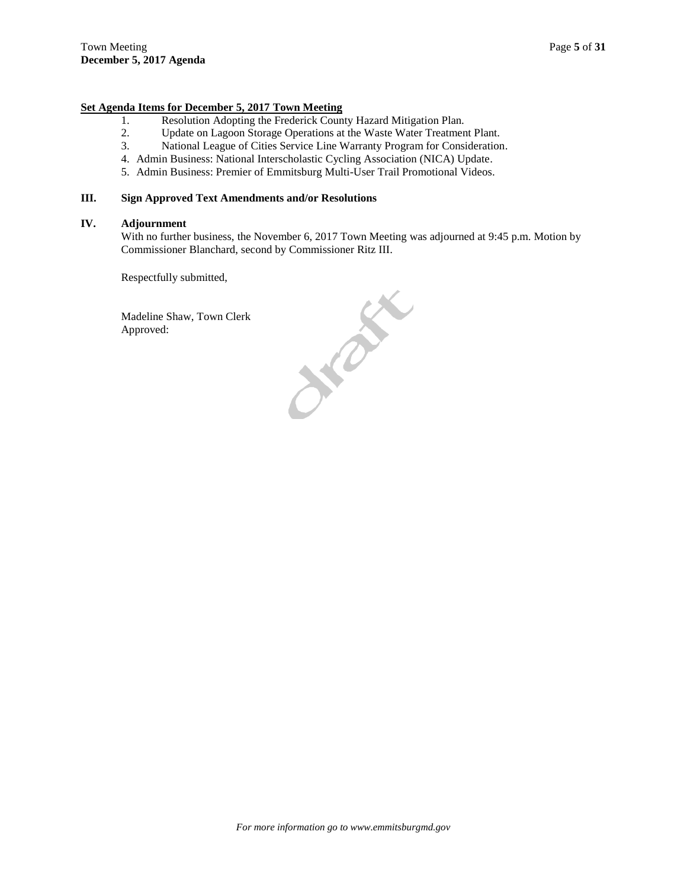**Set Agenda Items for December 5, 2017 Town Meeting**

1. Resolution Adopting the Frederick County Hazard Mitigation Plan.
2. Update on Lagoon Storage Operations at the Waste Water Treatment Plant.
3. National League of Cities Service Line Warranty Program for Consideration.
4. Admin Business: National Interscholastic Cycling Association (NICA) Update.
5. Admin Business: Premier of Emmitsburg Multi-User Trail Promotional Videos.

## III. Sign Approved Text Amendments and/or Resolutions

## IV. Adjournment

With no further business, the November 6, 2017 Town Meeting was adjourned at 9:45 p.m. Motion by Commissioner Blanchard, second by Commissioner Ritz III.

Respectfully submitted,

Madeline Shaw, Town Clerk
Approved:

*For more information go to www.emmitsburgmd.gov*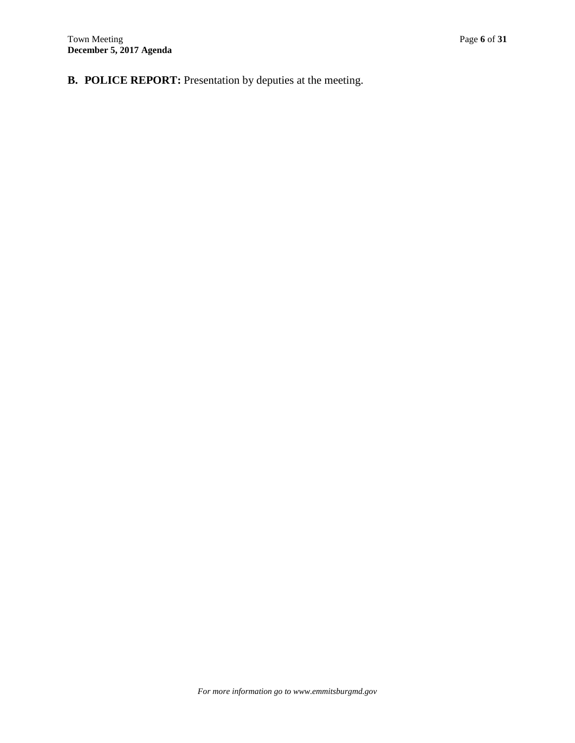**B. POLICE REPORT:** Presentation by deputies at the meeting.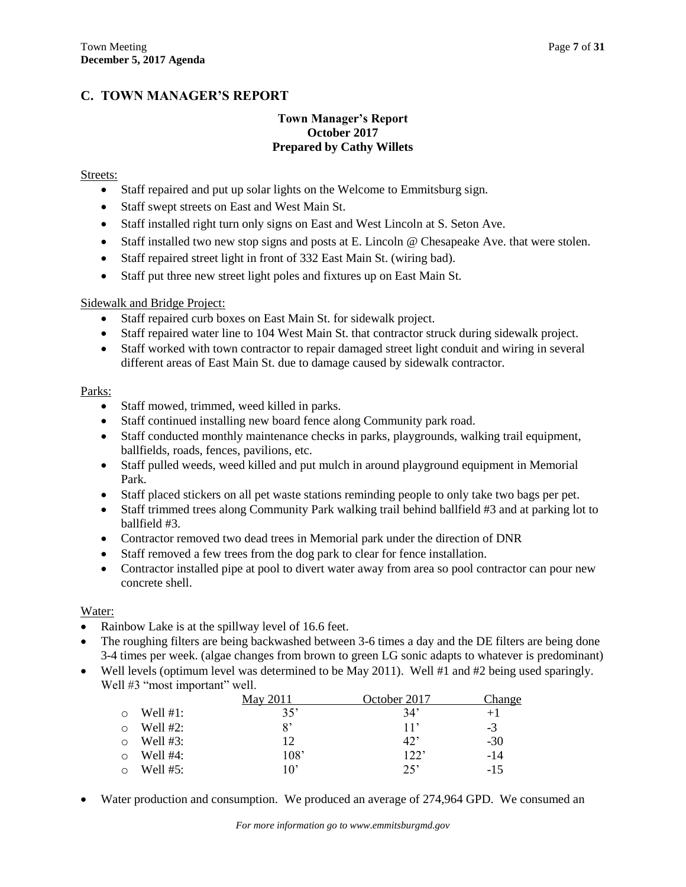## C. TOWN MANAGER'S REPORT

### Town Manager's Report
### October 2017
### Prepared by Cathy Willets

Streets:

- Staff repaired and put up solar lights on the Welcome to Emmitsburg sign.
- Staff swept streets on East and West Main St.
- Staff installed right turn only signs on East and West Lincoln at S. Seton Ave.
- Staff installed two new stop signs and posts at E. Lincoln @ Chesapeake Ave. that were stolen.
- Staff repaired street light in front of 332 East Main St. (wiring bad).
- Staff put three new street light poles and fixtures up on East Main St.

Sidewalk and Bridge Project:

- Staff repaired curb boxes on East Main St. for sidewalk project.
- Staff repaired water line to 104 West Main St. that contractor struck during sidewalk project.
- Staff worked with town contractor to repair damaged street light conduit and wiring in several different areas of East Main St. due to damage caused by sidewalk contractor.

Parks:

- Staff mowed, trimmed, weed killed in parks.
- Staff continued installing new board fence along Community park road.
- Staff conducted monthly maintenance checks in parks, playgrounds, walking trail equipment, ballfields, roads, fences, pavilions, etc.
- Staff pulled weeds, weed killed and put mulch in around playground equipment in Memorial Park.
- Staff placed stickers on all pet waste stations reminding people to only take two bags per pet.
- Staff trimmed trees along Community Park walking trail behind ballfield #3 and at parking lot to ballfield #3.
- Contractor removed two dead trees in Memorial park under the direction of DNR
- Staff removed a few trees from the dog park to clear for fence installation.
- Contractor installed pipe at pool to divert water away from area so pool contractor can pour new concrete shell.

Water:

- Rainbow Lake is at the spillway level of 16.6 feet.
- The roughing filters are being backwashed between 3-6 times a day and the DE filters are being done 3-4 times per week. (algae changes from brown to green LG sonic adapts to whatever is predominant)
- Well levels (optimum level was determined to be May 2011). Well #1 and #2 being used sparingly. Well #3 "most important" well.

| | May 2011 | October 2017 | Change |
|---|---|---|---|
| Well #1: | 35' | 34' | +1 |
| Well #2: | 8' | 11' | -3 |
| Well #3: | 12 | 42' | -30 |
| Well #4: | 108' | 122' | -14 |
| Well #5: | 10' | 25' | -15 |

- Water production and consumption. We produced an average of 274,964 GPD. We consumed an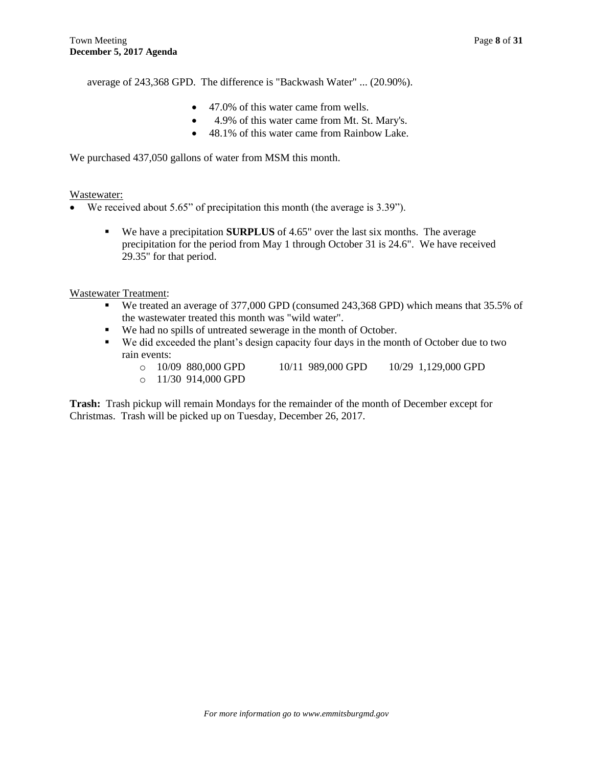average of 243,368 GPD. The difference is "Backwash Water" ... (20.90%).

- 47.0% of this water came from wells.
- 4.9% of this water came from Mt. St. Mary's.
- 48.1% of this water came from Rainbow Lake.

We purchased 437,050 gallons of water from MSM this month.

Wastewater:

- We received about 5.65" of precipitation this month (the average is 3.39").
  - We have a precipitation **SURPLUS** of 4.65" over the last six months. The average precipitation for the period from May 1 through October 31 is 24.6". We have received 29.35" for that period.

Wastewater Treatment:

- We treated an average of 377,000 GPD (consumed 243,368 GPD) which means that 35.5% of the wastewater treated this month was "wild water".
- We had no spills of untreated sewerage in the month of October.
- We did exceeded the plant's design capacity four days in the month of October due to two rain events:
  - 10/09 880,000 GPD 10/11 989,000 GPD 10/29 1,129,000 GPD
  - 11/30 914,000 GPD

**Trash:** Trash pickup will remain Mondays for the remainder of the month of December except for Christmas. Trash will be picked up on Tuesday, December 26, 2017.

*For more information go to www.emmitsburgmd.gov*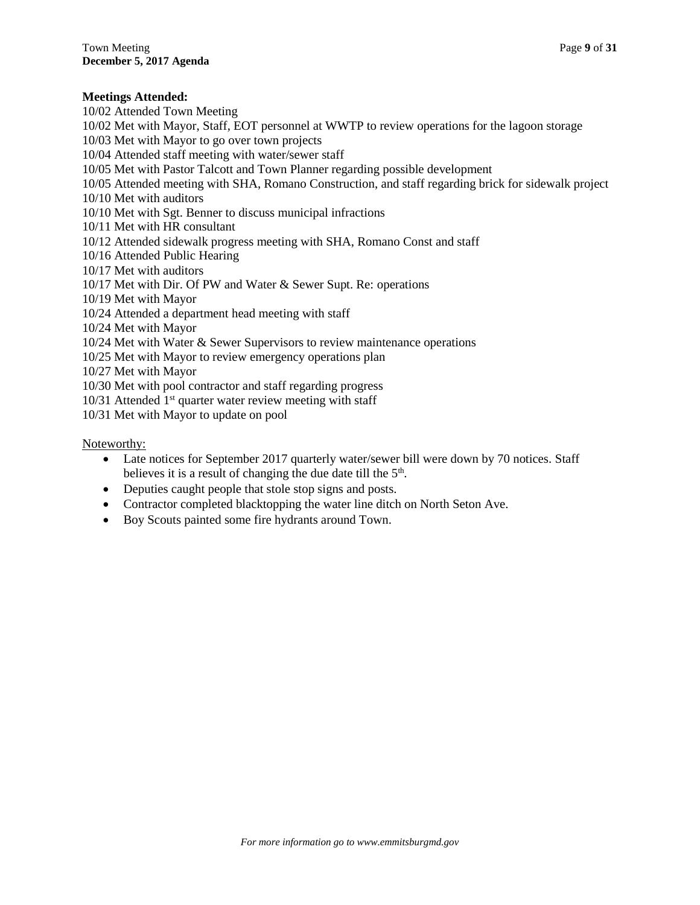**Meetings Attended:**

10/02 Attended Town Meeting
10/02 Met with Mayor, Staff, EOT personnel at WWTP to review operations for the lagoon storage
10/03 Met with Mayor to go over town projects
10/04 Attended staff meeting with water/sewer staff
10/05 Met with Pastor Talcott and Town Planner regarding possible development
10/05 Attended meeting with SHA, Romano Construction, and staff regarding brick for sidewalk project
10/10 Met with auditors
10/10 Met with Sgt. Benner to discuss municipal infractions
10/11 Met with HR consultant
10/12 Attended sidewalk progress meeting with SHA, Romano Const and staff
10/16 Attended Public Hearing
10/17 Met with auditors
10/17 Met with Dir. Of PW and Water & Sewer Supt. Re: operations
10/19 Met with Mayor
10/24 Attended a department head meeting with staff
10/24 Met with Mayor
10/24 Met with Water & Sewer Supervisors to review maintenance operations
10/25 Met with Mayor to review emergency operations plan
10/27 Met with Mayor
10/30 Met with pool contractor and staff regarding progress
10/31 Attended 1st quarter water review meeting with staff
10/31 Met with Mayor to update on pool

Noteworthy:

- Late notices for September 2017 quarterly water/sewer bill were down by 70 notices. Staff believes it is a result of changing the due date till the 5th.
- Deputies caught people that stole stop signs and posts.
- Contractor completed blacktopping the water line ditch on North Seton Ave.
- Boy Scouts painted some fire hydrants around Town.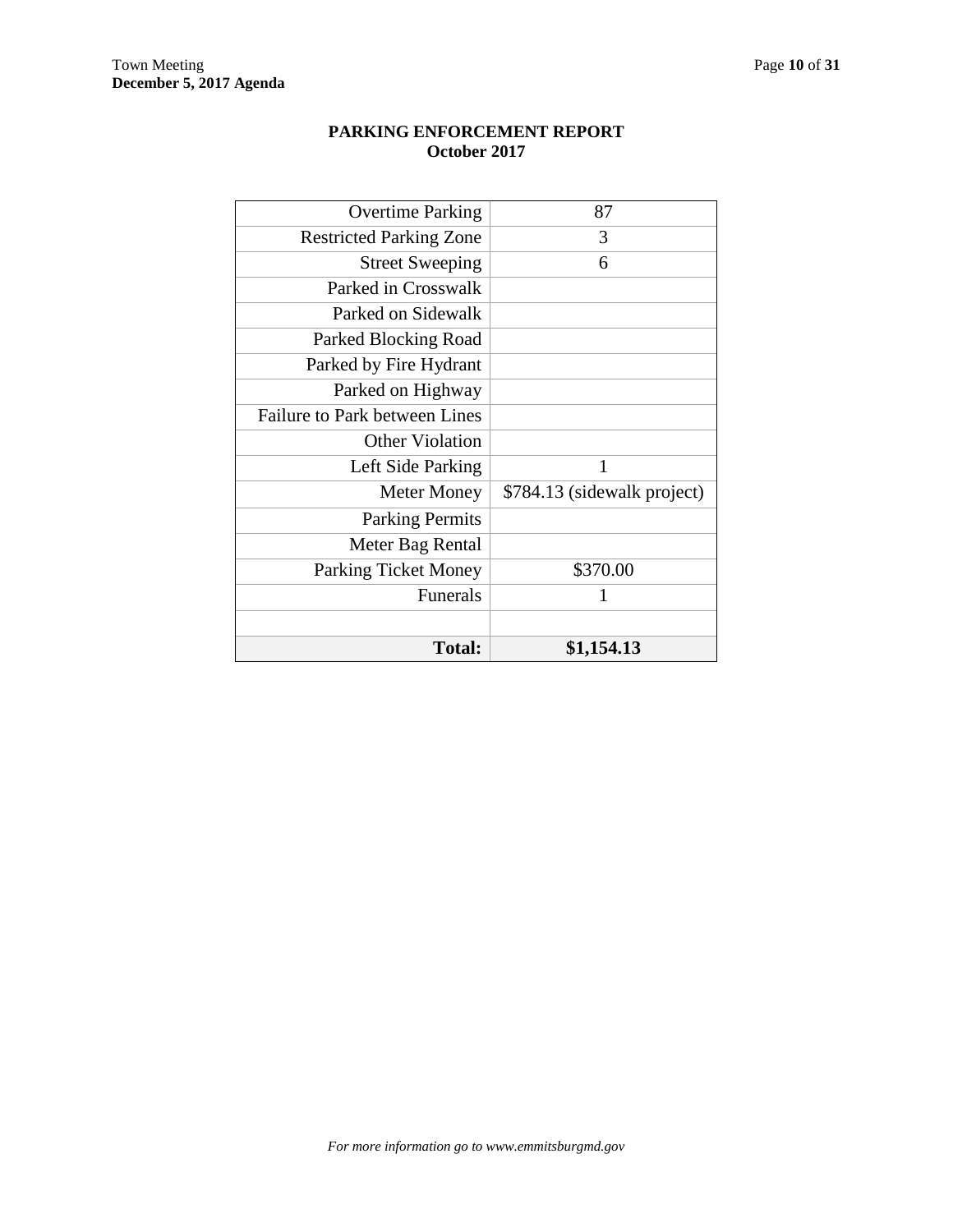## PARKING ENFORCEMENT REPORT
## October 2017

| | |
|---|---|
| Overtime Parking | 87 |
| Restricted Parking Zone | 3 |
| Street Sweeping | 6 |
| Parked in Crosswalk | |
| Parked on Sidewalk | |
| Parked Blocking Road | |
| Parked by Fire Hydrant | |
| Parked on Highway | |
| Failure to Park between Lines | |
| Other Violation | |
| Left Side Parking | 1 |
| Meter Money | $784.13 (sidewalk project) |
| Parking Permits | |
| Meter Bag Rental | |
| Parking Ticket Money | $370.00 |
| Funerals | 1 |
| | |
| **Total:** | **$1,154.13** |

*For more information go to www.emmitsburgmd.gov*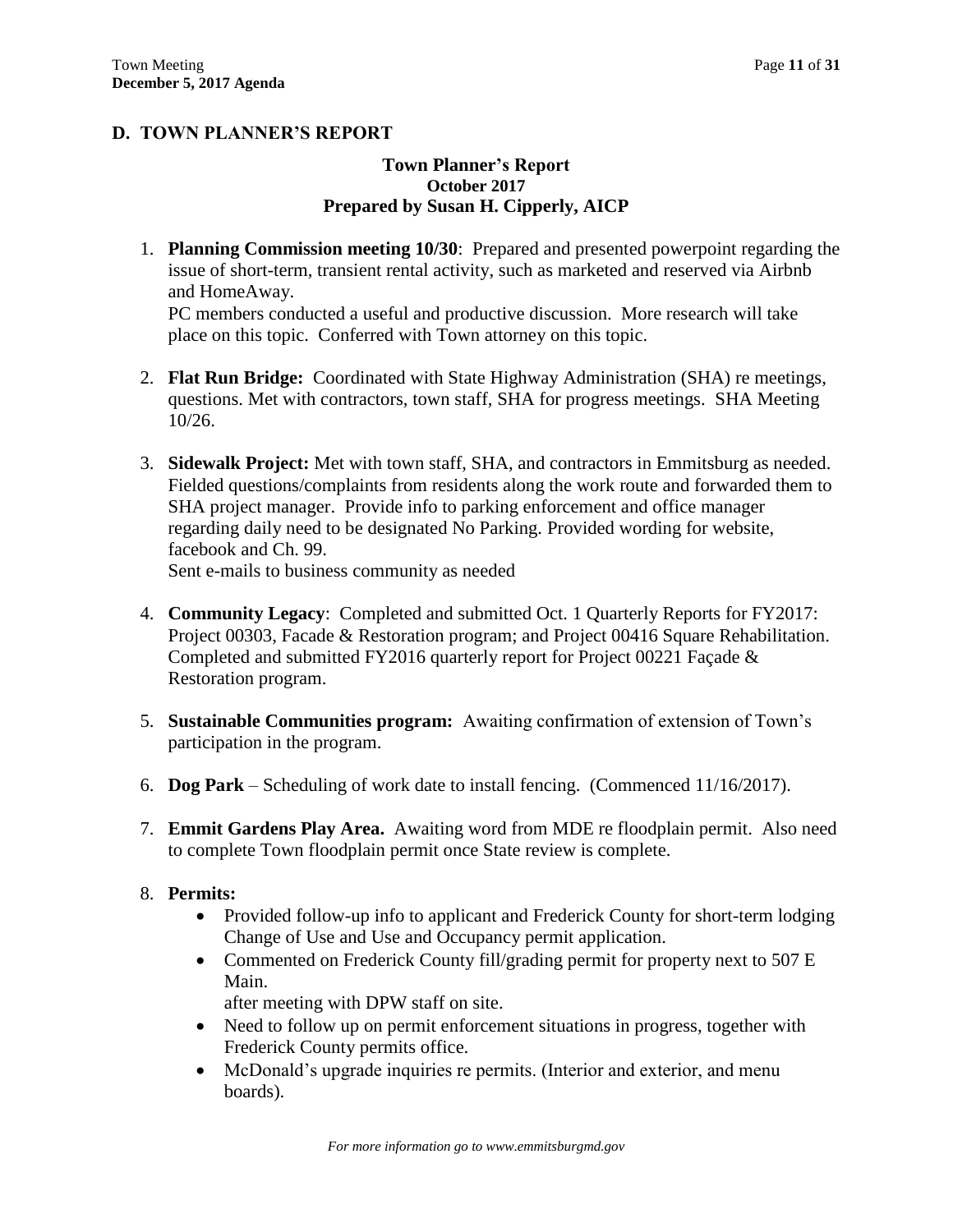## D. TOWN PLANNER'S REPORT

### Town Planner's Report
### October 2017
### Prepared by Susan H. Cipperly, AICP

1. **Planning Commission meeting 10/30**: Prepared and presented powerpoint regarding the issue of short-term, transient rental activity, such as marketed and reserved via Airbnb and HomeAway.
   PC members conducted a useful and productive discussion. More research will take place on this topic. Conferred with Town attorney on this topic.

2. **Flat Run Bridge:** Coordinated with State Highway Administration (SHA) re meetings, questions. Met with contractors, town staff, SHA for progress meetings. SHA Meeting 10/26.

3. **Sidewalk Project:** Met with town staff, SHA, and contractors in Emmitsburg as needed. Fielded questions/complaints from residents along the work route and forwarded them to SHA project manager. Provide info to parking enforcement and office manager regarding daily need to be designated No Parking. Provided wording for website, facebook and Ch. 99.
   Sent e-mails to business community as needed

4. **Community Legacy**: Completed and submitted Oct. 1 Quarterly Reports for FY2017: Project 00303, Facade & Restoration program; and Project 00416 Square Rehabilitation. Completed and submitted FY2016 quarterly report for Project 00221 Façade & Restoration program.

5. **Sustainable Communities program:** Awaiting confirmation of extension of Town's participation in the program.

6. **Dog Park** – Scheduling of work date to install fencing. (Commenced 11/16/2017).

7. **Emmit Gardens Play Area.** Awaiting word from MDE re floodplain permit. Also need to complete Town floodplain permit once State review is complete.

8. **Permits:**
   - Provided follow-up info to applicant and Frederick County for short-term lodging Change of Use and Use and Occupancy permit application.
   - Commented on Frederick County fill/grading permit for property next to 507 E Main.
     after meeting with DPW staff on site.
   - Need to follow up on permit enforcement situations in progress, together with Frederick County permits office.
   - McDonald's upgrade inquiries re permits. (Interior and exterior, and menu boards).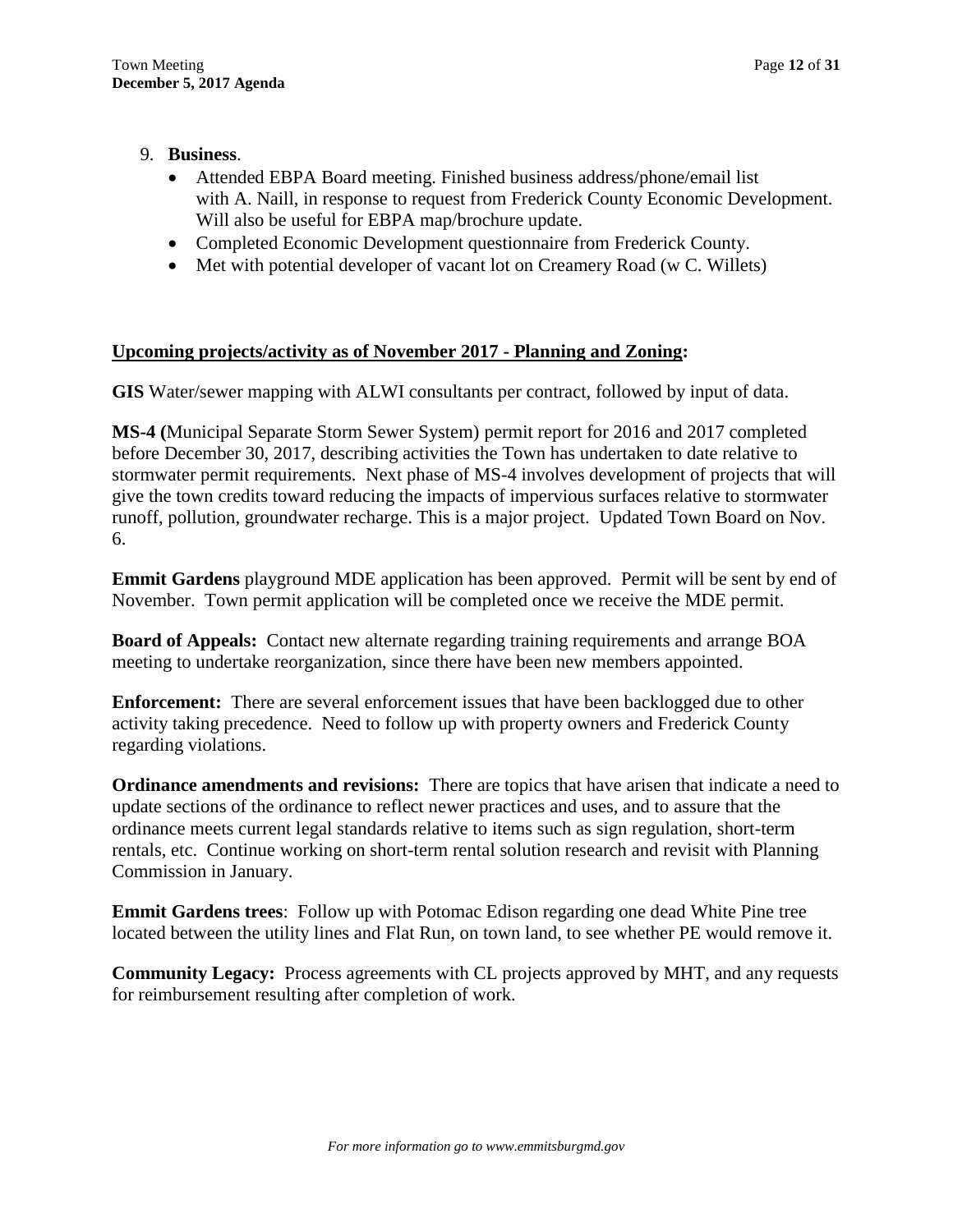9. **Business**.
   - Attended EBPA Board meeting. Finished business address/phone/email list with A. Naill, in response to request from Frederick County Economic Development. Will also be useful for EBPA map/brochure update.
   - Completed Economic Development questionnaire from Frederick County.
   - Met with potential developer of vacant lot on Creamery Road (w C. Willets)

**Upcoming projects/activity as of November 2017 - Planning and Zoning:**

**GIS** Water/sewer mapping with ALWI consultants per contract, followed by input of data.

**MS-4 (**Municipal Separate Storm Sewer System) permit report for 2016 and 2017 completed before December 30, 2017, describing activities the Town has undertaken to date relative to stormwater permit requirements. Next phase of MS-4 involves development of projects that will give the town credits toward reducing the impacts of impervious surfaces relative to stormwater runoff, pollution, groundwater recharge. This is a major project. Updated Town Board on Nov. 6.

**Emmit Gardens** playground MDE application has been approved. Permit will be sent by end of November. Town permit application will be completed once we receive the MDE permit.

**Board of Appeals:** Contact new alternate regarding training requirements and arrange BOA meeting to undertake reorganization, since there have been new members appointed.

**Enforcement:** There are several enforcement issues that have been backlogged due to other activity taking precedence. Need to follow up with property owners and Frederick County regarding violations.

**Ordinance amendments and revisions:** There are topics that have arisen that indicate a need to update sections of the ordinance to reflect newer practices and uses, and to assure that the ordinance meets current legal standards relative to items such as sign regulation, short-term rentals, etc. Continue working on short-term rental solution research and revisit with Planning Commission in January.

**Emmit Gardens trees**: Follow up with Potomac Edison regarding one dead White Pine tree located between the utility lines and Flat Run, on town land, to see whether PE would remove it.

**Community Legacy:** Process agreements with CL projects approved by MHT, and any requests for reimbursement resulting after completion of work.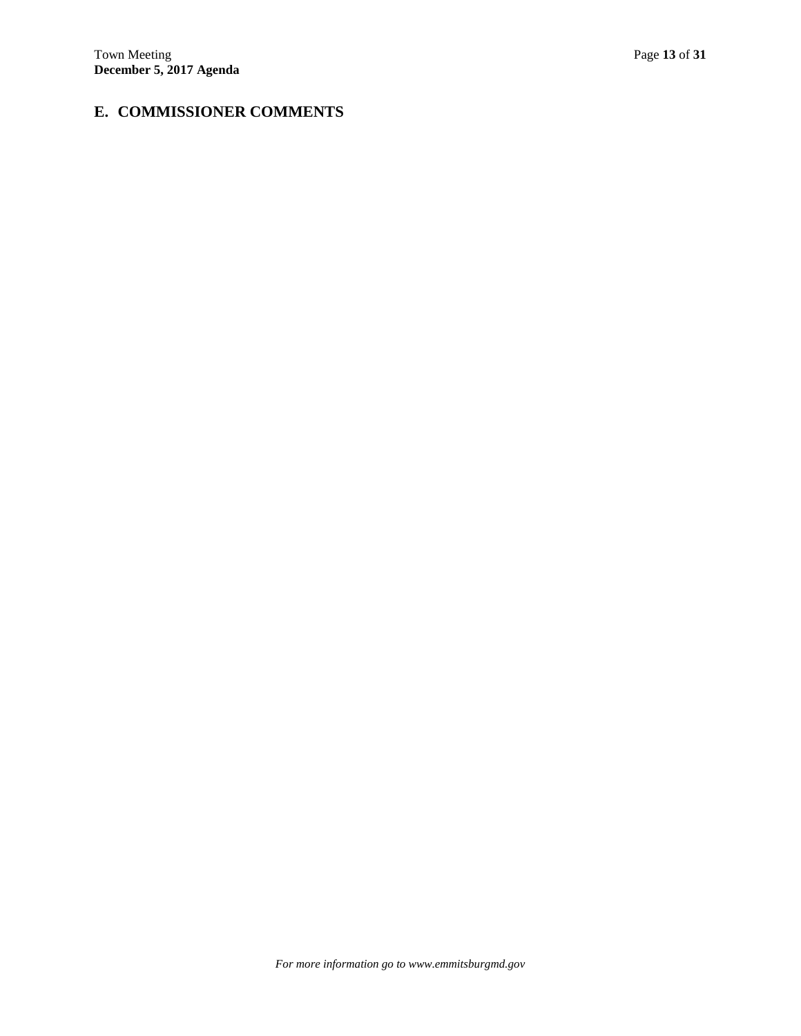## E. COMMISSIONER COMMENTS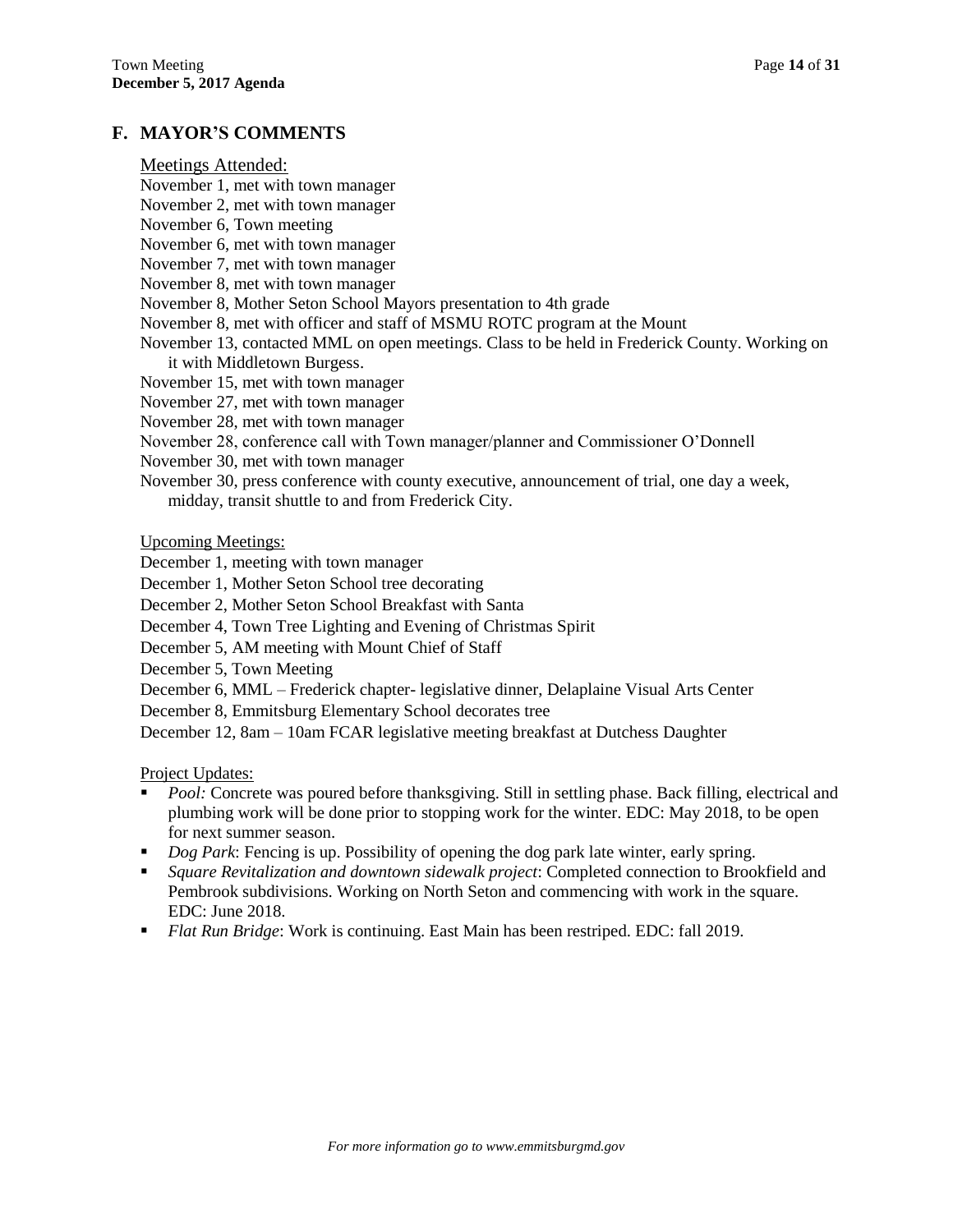## F. MAYOR'S COMMENTS

Meetings Attended:

November 1, met with town manager
November 2, met with town manager
November 6, Town meeting
November 6, met with town manager
November 7, met with town manager
November 8, met with town manager
November 8, Mother Seton School Mayors presentation to 4th grade
November 8, met with officer and staff of MSMU ROTC program at the Mount
November 13, contacted MML on open meetings. Class to be held in Frederick County. Working on it with Middletown Burgess.
November 15, met with town manager
November 27, met with town manager
November 28, met with town manager
November 28, conference call with Town manager/planner and Commissioner O'Donnell
November 30, met with town manager
November 30, press conference with county executive, announcement of trial, one day a week, midday, transit shuttle to and from Frederick City.

Upcoming Meetings:

December 1, meeting with town manager
December 1, Mother Seton School tree decorating
December 2, Mother Seton School Breakfast with Santa
December 4, Town Tree Lighting and Evening of Christmas Spirit
December 5, AM meeting with Mount Chief of Staff
December 5, Town Meeting
December 6, MML – Frederick chapter- legislative dinner, Delaplaine Visual Arts Center
December 8, Emmitsburg Elementary School decorates tree
December 12, 8am – 10am FCAR legislative meeting breakfast at Dutchess Daughter

Project Updates:

- *Pool:* Concrete was poured before thanksgiving. Still in settling phase. Back filling, electrical and plumbing work will be done prior to stopping work for the winter. EDC: May 2018, to be open for next summer season.
- *Dog Park*: Fencing is up. Possibility of opening the dog park late winter, early spring.
- *Square Revitalization and downtown sidewalk project*: Completed connection to Brookfield and Pembrook subdivisions. Working on North Seton and commencing with work in the square. EDC: June 2018.
- *Flat Run Bridge*: Work is continuing. East Main has been restriped. EDC: fall 2019.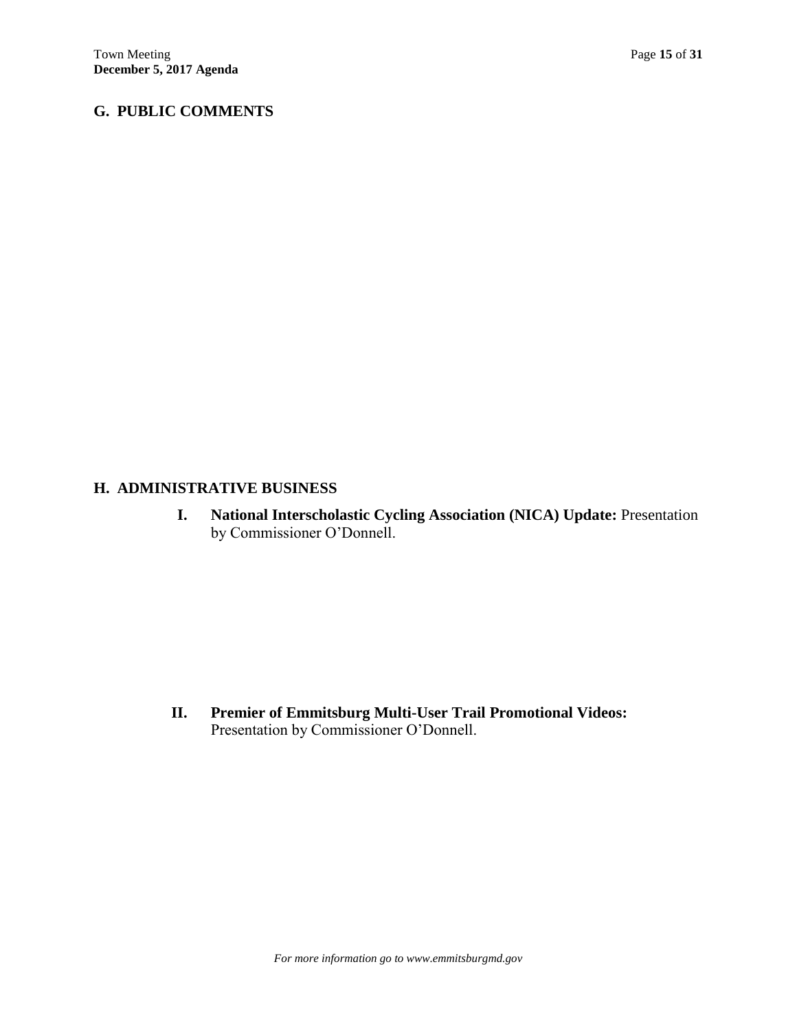## G. PUBLIC COMMENTS

## H. ADMINISTRATIVE BUSINESS

**I. National Interscholastic Cycling Association (NICA) Update:** Presentation by Commissioner O'Donnell.

**II. Premier of Emmitsburg Multi-User Trail Promotional Videos:** Presentation by Commissioner O'Donnell.

*For more information go to www.emmitsburgmd.gov*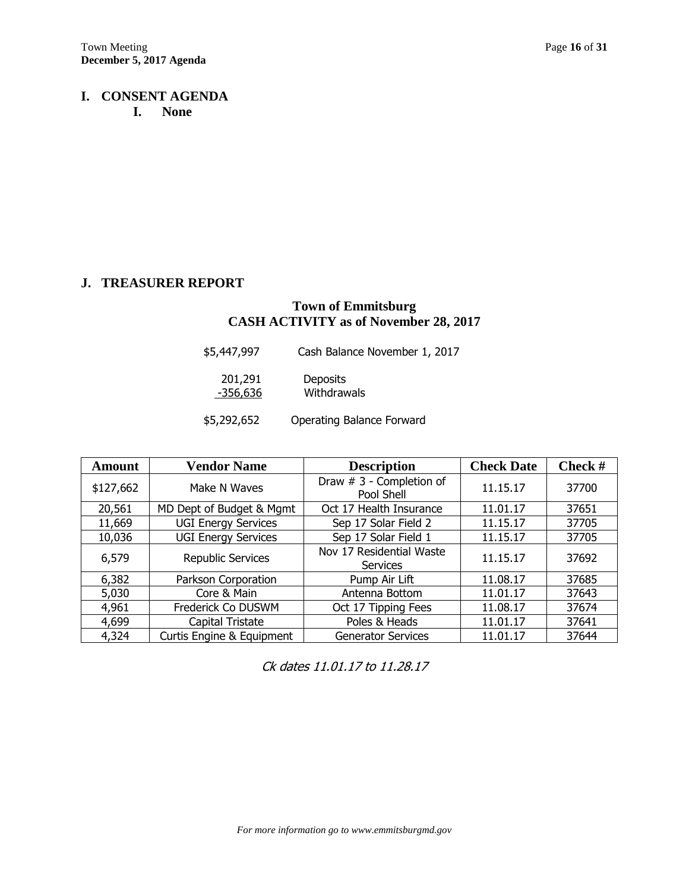## I. CONSENT AGENDA

**I. None**

## J. TREASURER REPORT

### Town of Emmitsburg
### CASH ACTIVITY as of November 28, 2017

| | |
|---|---|
| $5,447,997 | Cash Balance November 1, 2017 |
| 201,291 | Deposits |
| -356,636 | Withdrawals |
| $5,292,652 | Operating Balance Forward |

| Amount | Vendor Name | Description | Check Date | Check # |
|---|---|---|---|---|
| $127,662 | Make N Waves | Draw # 3 - Completion of Pool Shell | 11.15.17 | 37700 |
| 20,561 | MD Dept of Budget & Mgmt | Oct 17 Health Insurance | 11.01.17 | 37651 |
| 11,669 | UGI Energy Services | Sep 17 Solar Field 2 | 11.15.17 | 37705 |
| 10,036 | UGI Energy Services | Sep 17 Solar Field 1 | 11.15.17 | 37705 |
| 6,579 | Republic Services | Nov 17 Residential Waste Services | 11.15.17 | 37692 |
| 6,382 | Parkson Corporation | Pump Air Lift | 11.08.17 | 37685 |
| 5,030 | Core & Main | Antenna Bottom | 11.01.17 | 37643 |
| 4,961 | Frederick Co DUSWM | Oct 17 Tipping Fees | 11.08.17 | 37674 |
| 4,699 | Capital Tristate | Poles & Heads | 11.01.17 | 37641 |
| 4,324 | Curtis Engine & Equipment | Generator Services | 11.01.17 | 37644 |

*Ck dates 11.01.17 to 11.28.17*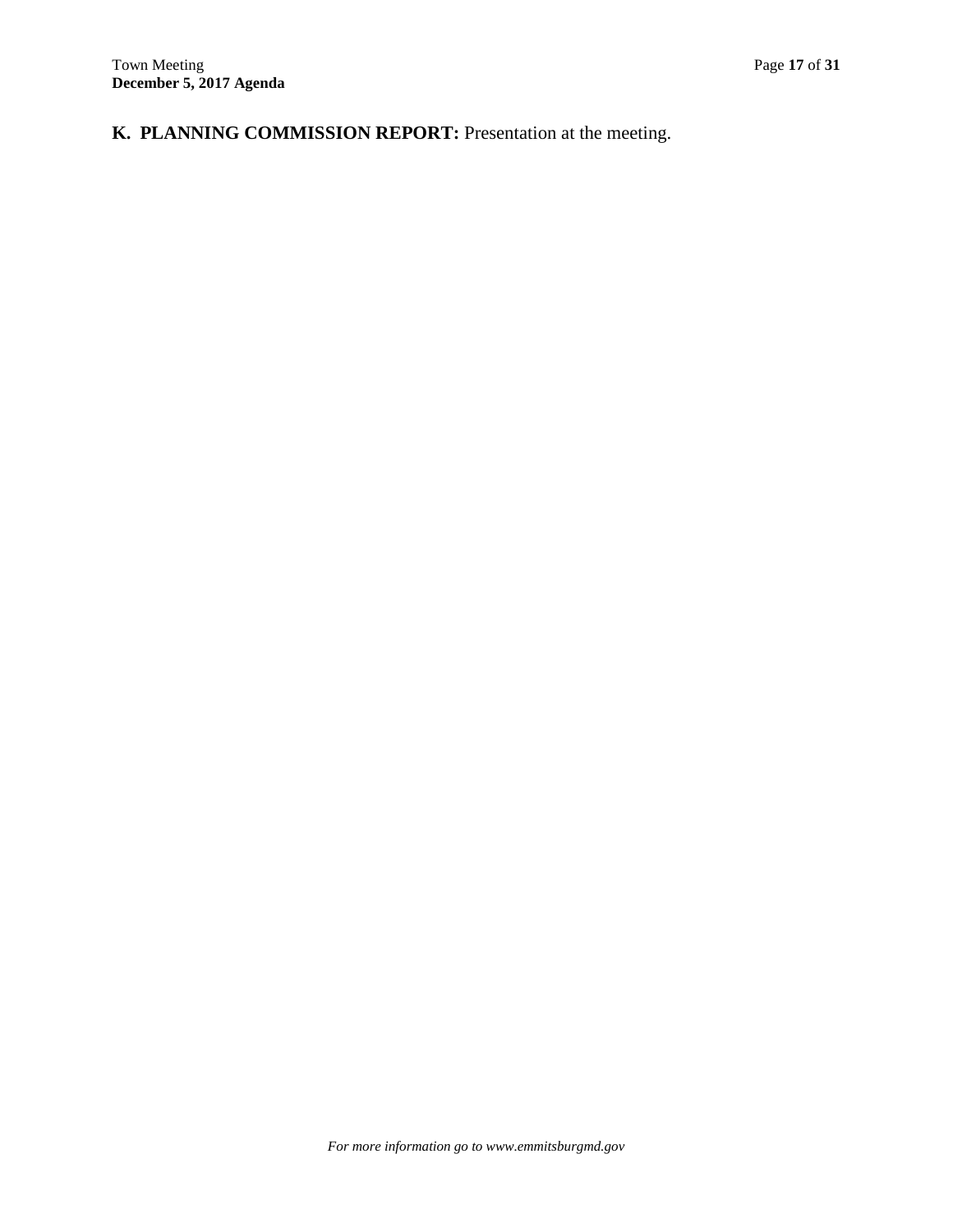**K. PLANNING COMMISSION REPORT:** Presentation at the meeting.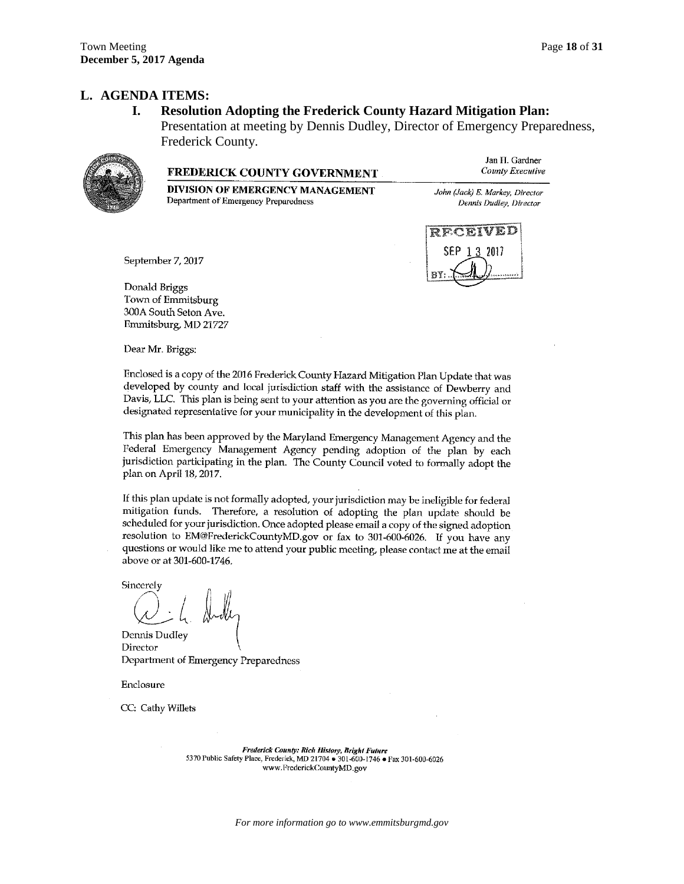## L. AGENDA ITEMS:

### I. Resolution Adopting the Frederick County Hazard Mitigation Plan:

Presentation at meeting by Dennis Dudley, Director of Emergency Preparedness, Frederick County.

**FREDERICK COUNTY GOVERNMENT**

**DIVISION OF EMERGENCY MANAGEMENT**
Department of Emergency Preparedness

Jan H. Gardner
*County Executive*

*John (Jack) E. Markey, Director*
*Dennis Dudley, Director*

RECEIVED
SEP 13 2017
BY:

September 7, 2017

Donald Briggs
Town of Emmitsburg
300A South Seton Ave.
Emmitsburg, MD 21727

Dear Mr. Briggs:

Enclosed is a copy of the 2016 Frederick County Hazard Mitigation Plan Update that was developed by county and local jurisdiction staff with the assistance of Dewberry and Davis, LLC. This plan is being sent to your attention as you are the governing official or designated representative for your municipality in the development of this plan.

This plan has been approved by the Maryland Emergency Management Agency and the Federal Emergency Management Agency pending adoption of the plan by each jurisdiction participating in the plan. The County Council voted to formally adopt the plan on April 18, 2017.

If this plan update is not formally adopted, your jurisdiction may be ineligible for federal mitigation funds. Therefore, a resolution of adopting the plan update should be scheduled for your jurisdiction. Once adopted please email a copy of the signed adoption resolution to EM@FrederickCountyMD.gov or fax to 301-600-6026. If you have any questions or would like me to attend your public meeting, please contact me at the email above or at 301-600-1746.

Sincerely

Dennis Dudley
Director
Department of Emergency Preparedness

Enclosure

CC: Cathy Willets

***Frederick County: Rich History, Bright Future***
5370 Public Safety Place, Frederick, MD 21704 • 301-600-1746 • Fax 301-600-6026
www.FrederickCountyMD.gov

*For more information go to www.emmitsburgmd.gov*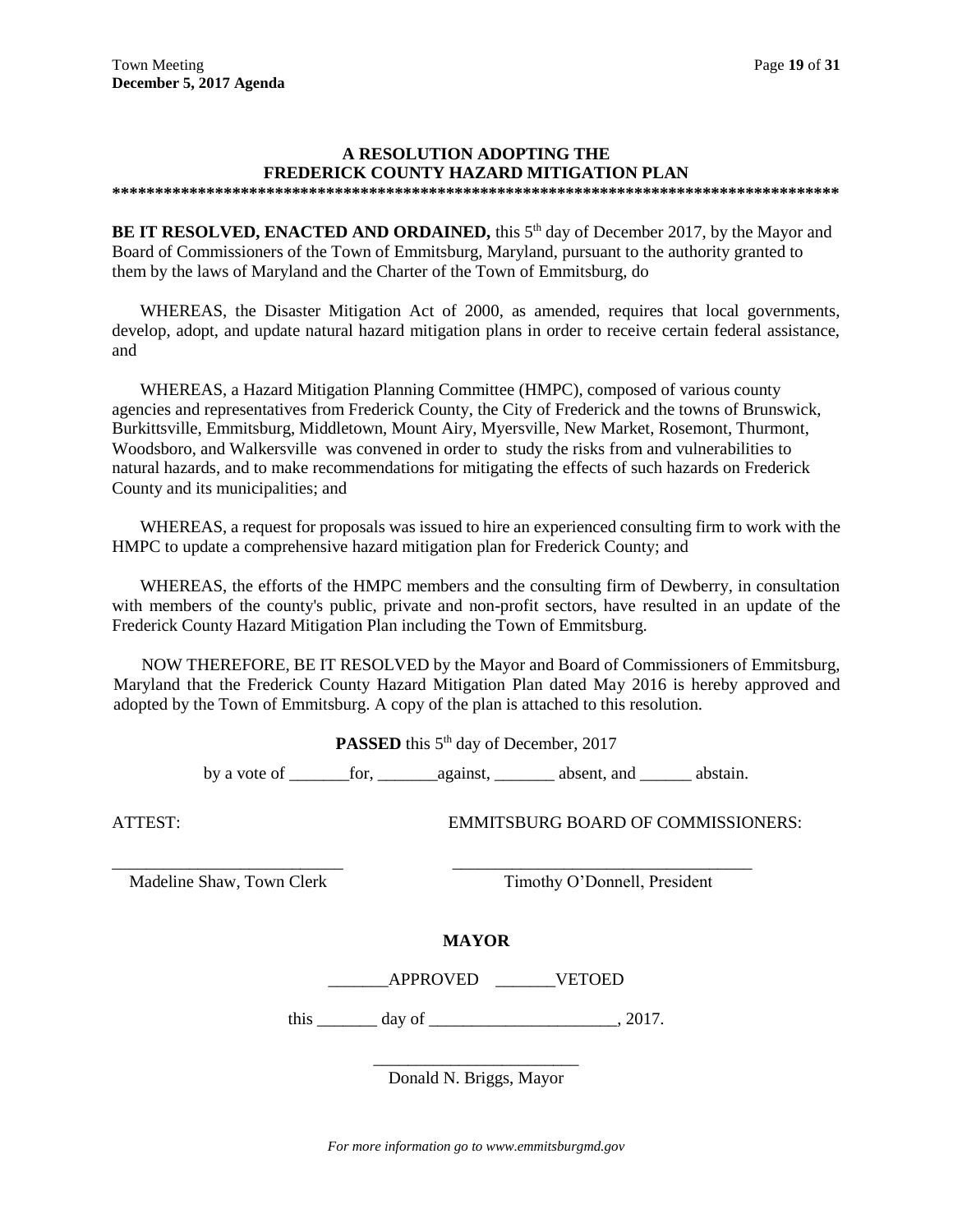## A RESOLUTION ADOPTING THE FREDERICK COUNTY HAZARD MITIGATION PLAN

****************************************************************************************

**BE IT RESOLVED, ENACTED AND ORDAINED,** this 5th day of December 2017, by the Mayor and Board of Commissioners of the Town of Emmitsburg, Maryland, pursuant to the authority granted to them by the laws of Maryland and the Charter of the Town of Emmitsburg, do

WHEREAS, the Disaster Mitigation Act of 2000, as amended, requires that local governments, develop, adopt, and update natural hazard mitigation plans in order to receive certain federal assistance, and

WHEREAS, a Hazard Mitigation Planning Committee (HMPC), composed of various county agencies and representatives from Frederick County, the City of Frederick and the towns of Brunswick, Burkittsville, Emmitsburg, Middletown, Mount Airy, Myersville, New Market, Rosemont, Thurmont, Woodsboro, and Walkersville was convened in order to study the risks from and vulnerabilities to natural hazards, and to make recommendations for mitigating the effects of such hazards on Frederick County and its municipalities; and

WHEREAS, a request for proposals was issued to hire an experienced consulting firm to work with the HMPC to update a comprehensive hazard mitigation plan for Frederick County; and

WHEREAS, the efforts of the HMPC members and the consulting firm of Dewberry, in consultation with members of the county's public, private and non-profit sectors, have resulted in an update of the Frederick County Hazard Mitigation Plan including the Town of Emmitsburg.

NOW THEREFORE, BE IT RESOLVED by the Mayor and Board of Commissioners of Emmitsburg, Maryland that the Frederick County Hazard Mitigation Plan dated May 2016 is hereby approved and adopted by the Town of Emmitsburg. A copy of the plan is attached to this resolution.

**PASSED** this 5th day of December, 2017

by a vote of _______for, _______against, _______ absent, and ______ abstain.

ATTEST: EMMITSBURG BOARD OF COMMISSIONERS:

___________________________ ___________________________________

Madeline Shaw, Town Clerk Timothy O'Donnell, President

**MAYOR**

_______APPROVED _______VETOED

this _______ day of ______________________, 2017.

________________________

Donald N. Briggs, Mayor

*For more information go to www.emmitsburgmd.gov*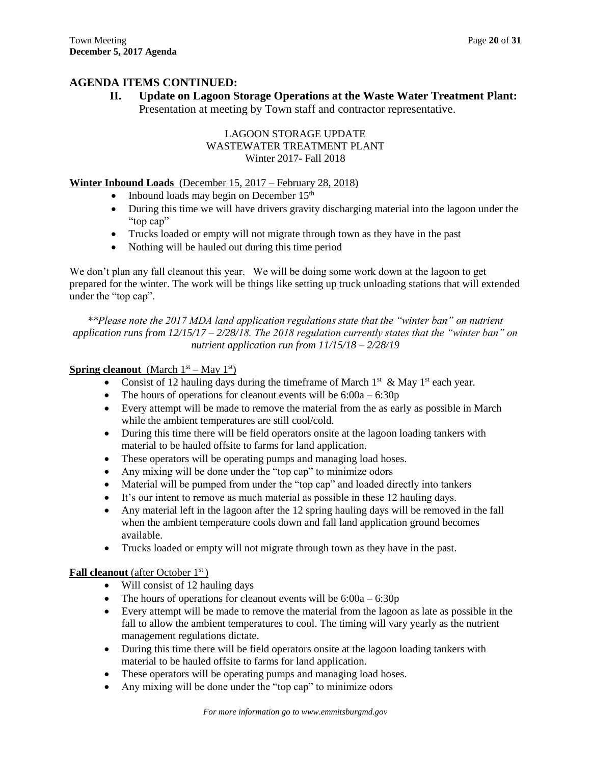## AGENDA ITEMS CONTINUED:

### II. Update on Lagoon Storage Operations at the Waste Water Treatment Plant:

Presentation at meeting by Town staff and contractor representative.

LAGOON STORAGE UPDATE
WASTEWATER TREATMENT PLANT
Winter 2017- Fall 2018

**Winter Inbound Loads** (December 15, 2017 – February 28, 2018)

- Inbound loads may begin on December 15th
- During this time we will have drivers gravity discharging material into the lagoon under the "top cap"
- Trucks loaded or empty will not migrate through town as they have in the past
- Nothing will be hauled out during this time period

We don't plan any fall cleanout this year. We will be doing some work down at the lagoon to get prepared for the winter. The work will be things like setting up truck unloading stations that will extended under the "top cap".

*\*\*Please note the 2017 MDA land application regulations state that the "winter ban" on nutrient application runs from 12/15/17 – 2/28/18. The 2018 regulation currently states that the "winter ban" on nutrient application run from 11/15/18 – 2/28/19*

**Spring cleanout** (March 1st – May 1st)

- Consist of 12 hauling days during the timeframe of March 1st & May 1st each year.
- The hours of operations for cleanout events will be 6:00a – 6:30p
- Every attempt will be made to remove the material from the as early as possible in March while the ambient temperatures are still cool/cold.
- During this time there will be field operators onsite at the lagoon loading tankers with material to be hauled offsite to farms for land application.
- These operators will be operating pumps and managing load hoses.
- Any mixing will be done under the "top cap" to minimize odors
- Material will be pumped from under the "top cap" and loaded directly into tankers
- It's our intent to remove as much material as possible in these 12 hauling days.
- Any material left in the lagoon after the 12 spring hauling days will be removed in the fall when the ambient temperature cools down and fall land application ground becomes available.
- Trucks loaded or empty will not migrate through town as they have in the past.

**Fall cleanout** (after October 1st)

- Will consist of 12 hauling days
- The hours of operations for cleanout events will be 6:00a – 6:30p
- Every attempt will be made to remove the material from the lagoon as late as possible in the fall to allow the ambient temperatures to cool. The timing will vary yearly as the nutrient management regulations dictate.
- During this time there will be field operators onsite at the lagoon loading tankers with material to be hauled offsite to farms for land application.
- These operators will be operating pumps and managing load hoses.
- Any mixing will be done under the "top cap" to minimize odors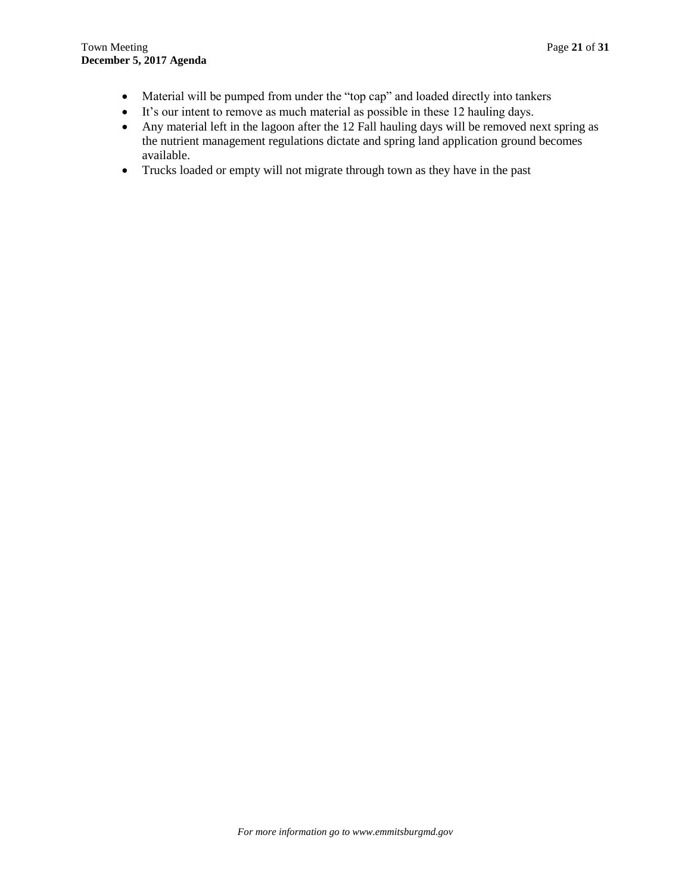- Material will be pumped from under the “top cap” and loaded directly into tankers
- It’s our intent to remove as much material as possible in these 12 hauling days.
- Any material left in the lagoon after the 12 Fall hauling days will be removed next spring as the nutrient management regulations dictate and spring land application ground becomes available.
- Trucks loaded or empty will not migrate through town as they have in the past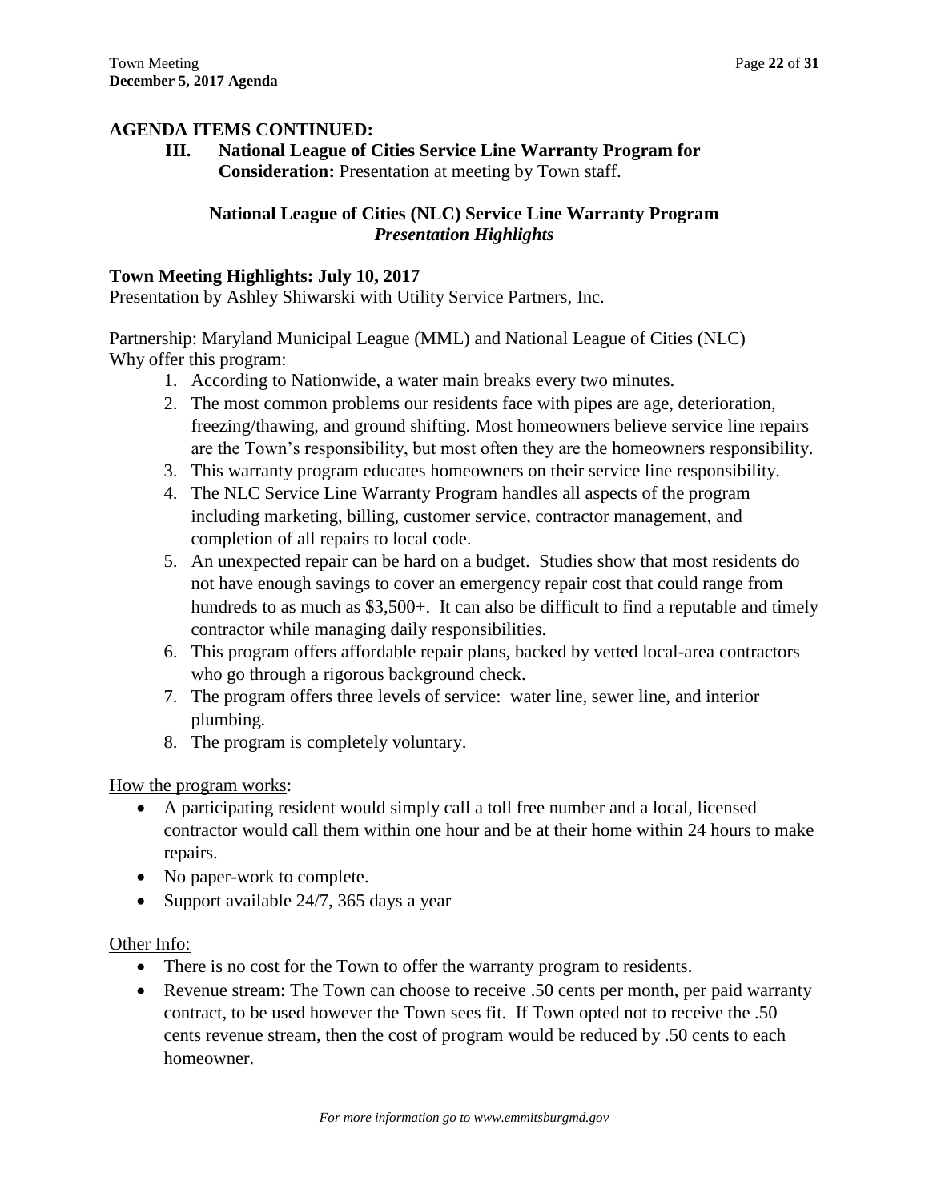**AGENDA ITEMS CONTINUED:**

**III. National League of Cities Service Line Warranty Program for Consideration:** Presentation at meeting by Town staff.

## National League of Cities (NLC) Service Line Warranty Program
### *Presentation Highlights*

**Town Meeting Highlights: July 10, 2017**

Presentation by Ashley Shiwarski with Utility Service Partners, Inc.

Partnership: Maryland Municipal League (MML) and National League of Cities (NLC)

Why offer this program:

1. According to Nationwide, a water main breaks every two minutes.
2. The most common problems our residents face with pipes are age, deterioration, freezing/thawing, and ground shifting. Most homeowners believe service line repairs are the Town's responsibility, but most often they are the homeowners responsibility.
3. This warranty program educates homeowners on their service line responsibility.
4. The NLC Service Line Warranty Program handles all aspects of the program including marketing, billing, customer service, contractor management, and completion of all repairs to local code.
5. An unexpected repair can be hard on a budget. Studies show that most residents do not have enough savings to cover an emergency repair cost that could range from hundreds to as much as $3,500+. It can also be difficult to find a reputable and timely contractor while managing daily responsibilities.
6. This program offers affordable repair plans, backed by vetted local-area contractors who go through a rigorous background check.
7. The program offers three levels of service: water line, sewer line, and interior plumbing.
8. The program is completely voluntary.

How the program works:

- A participating resident would simply call a toll free number and a local, licensed contractor would call them within one hour and be at their home within 24 hours to make repairs.
- No paper-work to complete.
- Support available 24/7, 365 days a year

Other Info:

- There is no cost for the Town to offer the warranty program to residents.
- Revenue stream: The Town can choose to receive .50 cents per month, per paid warranty contract, to be used however the Town sees fit. If Town opted not to receive the .50 cents revenue stream, then the cost of program would be reduced by .50 cents to each homeowner.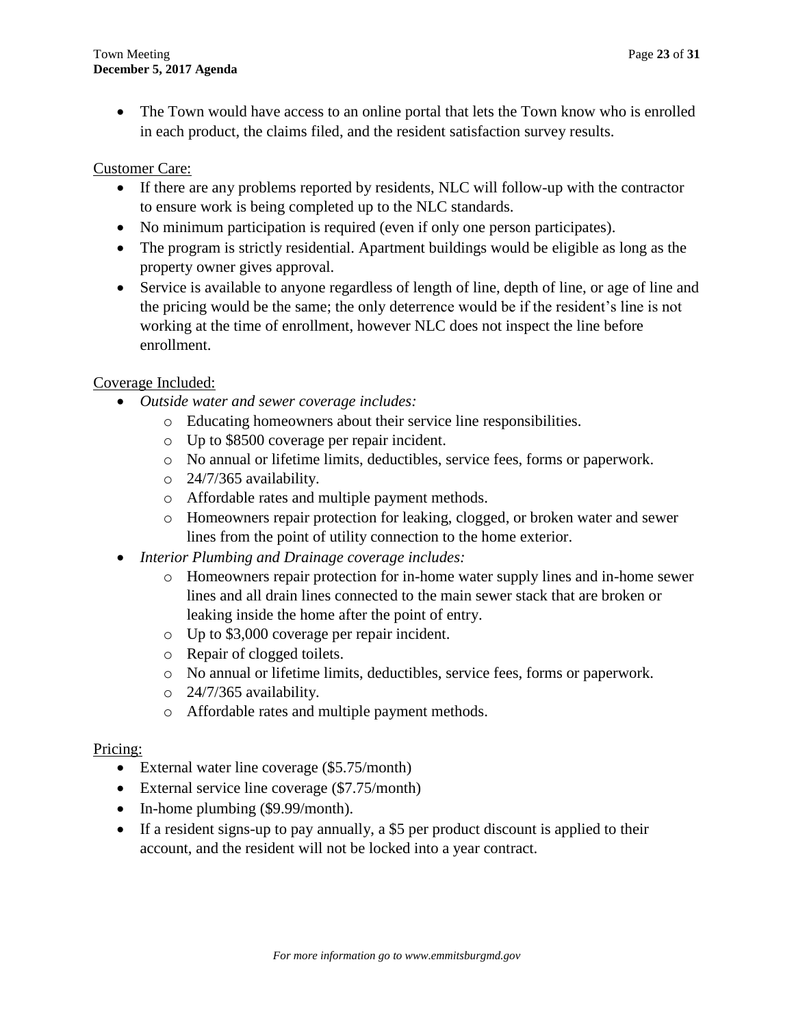- The Town would have access to an online portal that lets the Town know who is enrolled in each product, the claims filed, and the resident satisfaction survey results.

Customer Care:

- If there are any problems reported by residents, NLC will follow-up with the contractor to ensure work is being completed up to the NLC standards.
- No minimum participation is required (even if only one person participates).
- The program is strictly residential. Apartment buildings would be eligible as long as the property owner gives approval.
- Service is available to anyone regardless of length of line, depth of line, or age of line and the pricing would be the same; the only deterrence would be if the resident's line is not working at the time of enrollment, however NLC does not inspect the line before enrollment.

Coverage Included:

- *Outside water and sewer coverage includes:*
    - Educating homeowners about their service line responsibilities.
    - Up to $8500 coverage per repair incident.
    - No annual or lifetime limits, deductibles, service fees, forms or paperwork.
    - 24/7/365 availability.
    - Affordable rates and multiple payment methods.
    - Homeowners repair protection for leaking, clogged, or broken water and sewer lines from the point of utility connection to the home exterior.
- *Interior Plumbing and Drainage coverage includes:*
    - Homeowners repair protection for in-home water supply lines and in-home sewer lines and all drain lines connected to the main sewer stack that are broken or leaking inside the home after the point of entry.
    - Up to $3,000 coverage per repair incident.
    - Repair of clogged toilets.
    - No annual or lifetime limits, deductibles, service fees, forms or paperwork.
    - 24/7/365 availability.
    - Affordable rates and multiple payment methods.

Pricing:

- External water line coverage ($5.75/month)
- External service line coverage ($7.75/month)
- In-home plumbing ($9.99/month).
- If a resident signs-up to pay annually, a $5 per product discount is applied to their account, and the resident will not be locked into a year contract.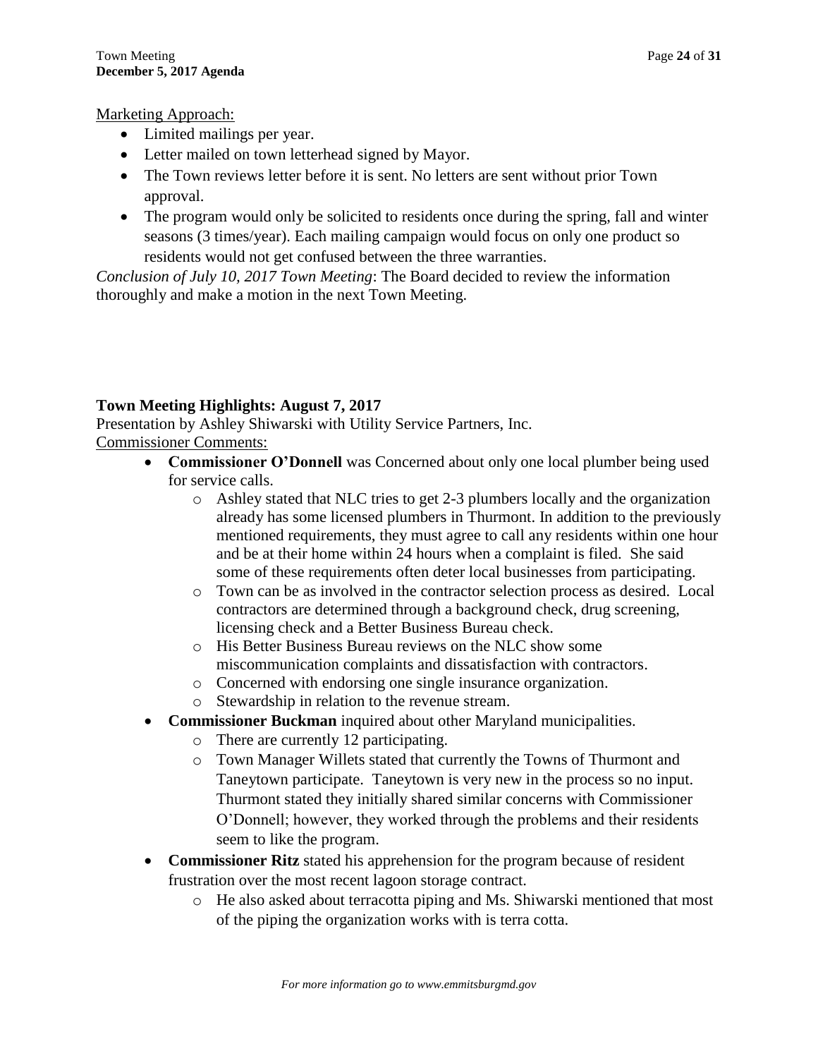Marketing Approach:

- Limited mailings per year.
- Letter mailed on town letterhead signed by Mayor.
- The Town reviews letter before it is sent. No letters are sent without prior Town approval.
- The program would only be solicited to residents once during the spring, fall and winter seasons (3 times/year). Each mailing campaign would focus on only one product so residents would not get confused between the three warranties.

*Conclusion of July 10, 2017 Town Meeting*: The Board decided to review the information thoroughly and make a motion in the next Town Meeting.

**Town Meeting Highlights: August 7, 2017**

Presentation by Ashley Shiwarski with Utility Service Partners, Inc.

Commissioner Comments:

- **Commissioner O'Donnell** was Concerned about only one local plumber being used for service calls.
  - Ashley stated that NLC tries to get 2-3 plumbers locally and the organization already has some licensed plumbers in Thurmont. In addition to the previously mentioned requirements, they must agree to call any residents within one hour and be at their home within 24 hours when a complaint is filed. She said some of these requirements often deter local businesses from participating.
  - Town can be as involved in the contractor selection process as desired. Local contractors are determined through a background check, drug screening, licensing check and a Better Business Bureau check.
  - His Better Business Bureau reviews on the NLC show some miscommunication complaints and dissatisfaction with contractors.
  - Concerned with endorsing one single insurance organization.
  - Stewardship in relation to the revenue stream.
- **Commissioner Buckman** inquired about other Maryland municipalities.
  - There are currently 12 participating.
  - Town Manager Willets stated that currently the Towns of Thurmont and Taneytown participate. Taneytown is very new in the process so no input. Thurmont stated they initially shared similar concerns with Commissioner O'Donnell; however, they worked through the problems and their residents seem to like the program.
- **Commissioner Ritz** stated his apprehension for the program because of resident frustration over the most recent lagoon storage contract.
  - He also asked about terracotta piping and Ms. Shiwarski mentioned that most of the piping the organization works with is terra cotta.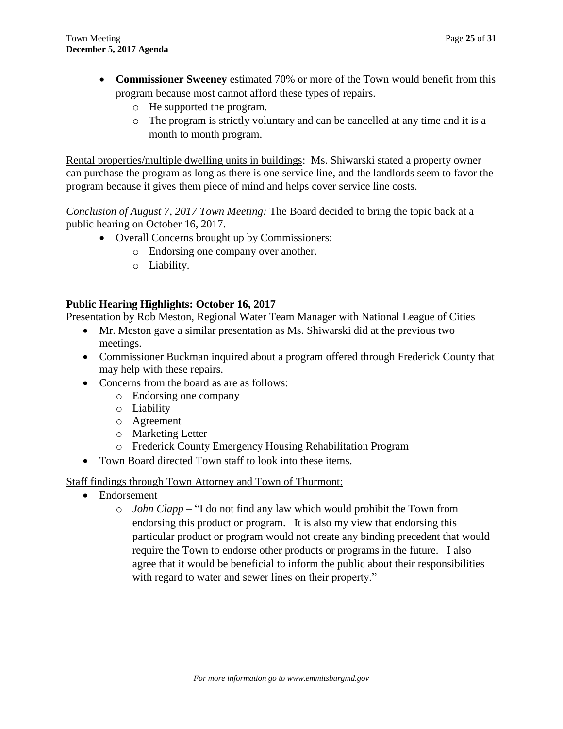- **Commissioner Sweeney** estimated 70% or more of the Town would benefit from this program because most cannot afford these types of repairs.
    - He supported the program.
    - The program is strictly voluntary and can be cancelled at any time and it is a month to month program.

Rental properties/multiple dwelling units in buildings: Ms. Shiwarski stated a property owner can purchase the program as long as there is one service line, and the landlords seem to favor the program because it gives them piece of mind and helps cover service line costs.

*Conclusion of August 7, 2017 Town Meeting:* The Board decided to bring the topic back at a public hearing on October 16, 2017.

- Overall Concerns brought up by Commissioners:
    - Endorsing one company over another.
    - Liability.

**Public Hearing Highlights: October 16, 2017**

Presentation by Rob Meston, Regional Water Team Manager with National League of Cities

- Mr. Meston gave a similar presentation as Ms. Shiwarski did at the previous two meetings.
- Commissioner Buckman inquired about a program offered through Frederick County that may help with these repairs.
- Concerns from the board as are as follows:
    - Endorsing one company
    - Liability
    - Agreement
    - Marketing Letter
    - Frederick County Emergency Housing Rehabilitation Program
- Town Board directed Town staff to look into these items.

Staff findings through Town Attorney and Town of Thurmont:

- Endorsement
    - *John Clapp* – "I do not find any law which would prohibit the Town from endorsing this product or program. It is also my view that endorsing this particular product or program would not create any binding precedent that would require the Town to endorse other products or programs in the future. I also agree that it would be beneficial to inform the public about their responsibilities with regard to water and sewer lines on their property."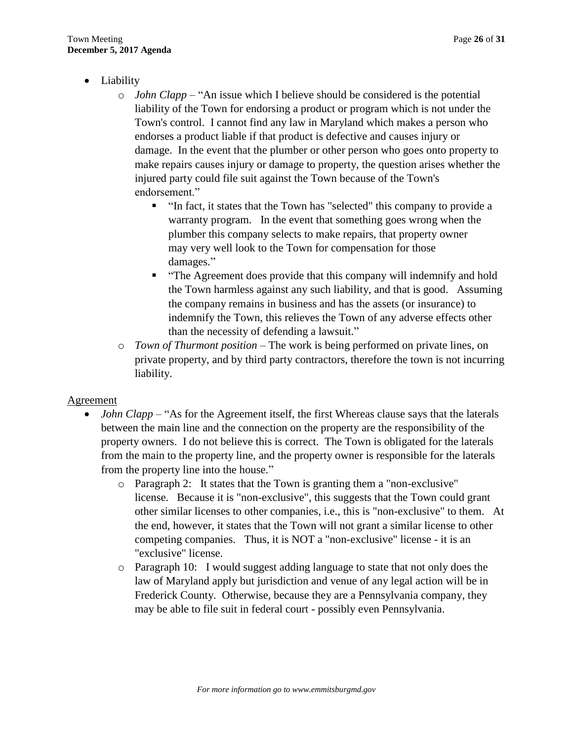- Liability
  - *John Clapp* – "An issue which I believe should be considered is the potential liability of the Town for endorsing a product or program which is not under the Town's control. I cannot find any law in Maryland which makes a person who endorses a product liable if that product is defective and causes injury or damage. In the event that the plumber or other person who goes onto property to make repairs causes injury or damage to property, the question arises whether the injured party could file suit against the Town because of the Town's endorsement."
    - "In fact, it states that the Town has "selected" this company to provide a warranty program. In the event that something goes wrong when the plumber this company selects to make repairs, that property owner may very well look to the Town for compensation for those damages."
    - "The Agreement does provide that this company will indemnify and hold the Town harmless against any such liability, and that is good. Assuming the company remains in business and has the assets (or insurance) to indemnify the Town, this relieves the Town of any adverse effects other than the necessity of defending a lawsuit."
  - *Town of Thurmont position* – The work is being performed on private lines, on private property, and by third party contractors, therefore the town is not incurring liability.

<u>Agreement</u>

- *John Clapp* – "As for the Agreement itself, the first Whereas clause says that the laterals between the main line and the connection on the property are the responsibility of the property owners. I do not believe this is correct. The Town is obligated for the laterals from the main to the property line, and the property owner is responsible for the laterals from the property line into the house."
  - Paragraph 2: It states that the Town is granting them a "non-exclusive" license. Because it is "non-exclusive", this suggests that the Town could grant other similar licenses to other companies, i.e., this is "non-exclusive" to them. At the end, however, it states that the Town will not grant a similar license to other competing companies. Thus, it is NOT a "non-exclusive" license - it is an "exclusive" license.
  - Paragraph 10: I would suggest adding language to state that not only does the law of Maryland apply but jurisdiction and venue of any legal action will be in Frederick County. Otherwise, because they are a Pennsylvania company, they may be able to file suit in federal court - possibly even Pennsylvania.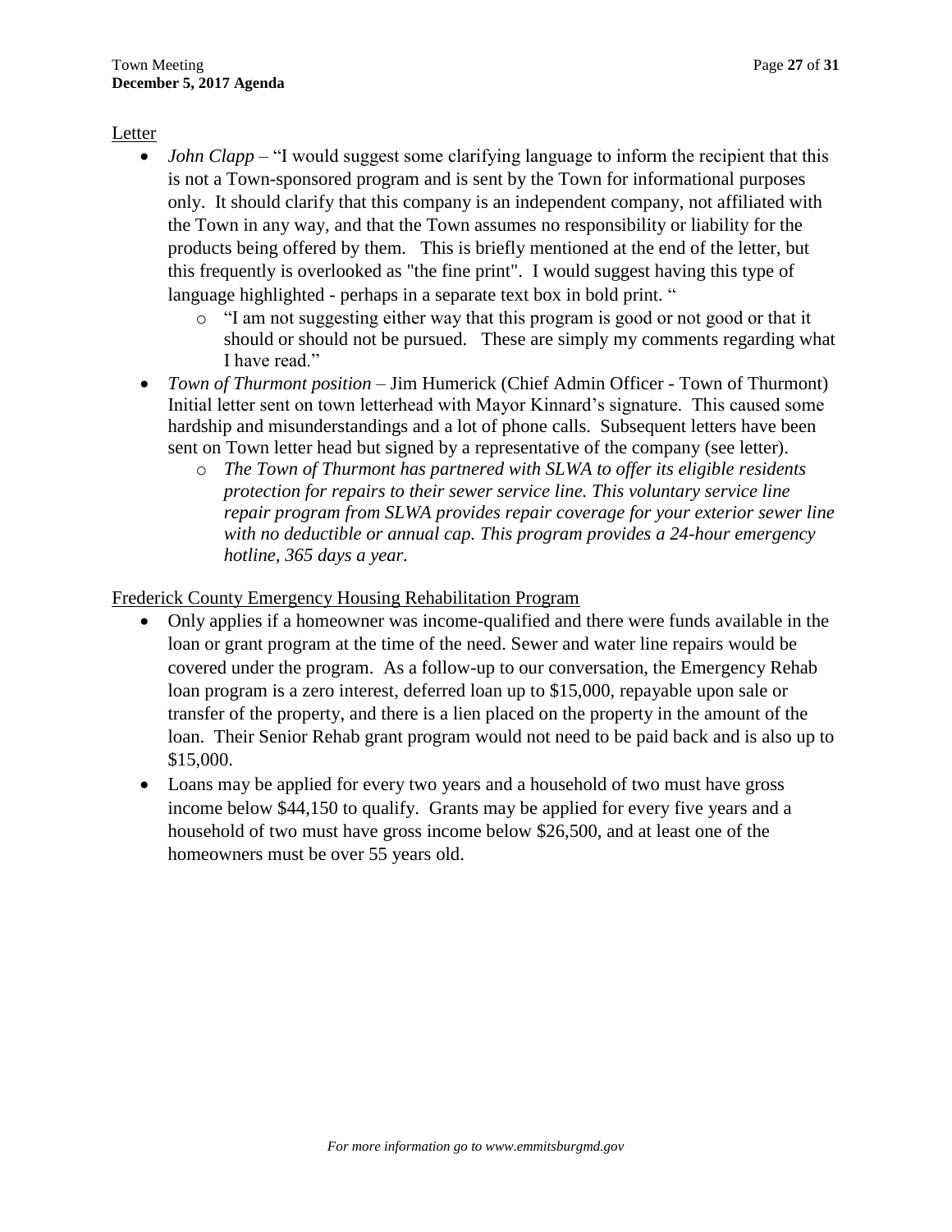<u>Letter</u>

- *John Clapp* – "I would suggest some clarifying language to inform the recipient that this is not a Town-sponsored program and is sent by the Town for informational purposes only. It should clarify that this company is an independent company, not affiliated with the Town in any way, and that the Town assumes no responsibility or liability for the products being offered by them. This is briefly mentioned at the end of the letter, but this frequently is overlooked as "the fine print". I would suggest having this type of language highlighted - perhaps in a separate text box in bold print. "
    - "I am not suggesting either way that this program is good or not good or that it should or should not be pursued. These are simply my comments regarding what I have read."
- *Town of Thurmont position* – Jim Humerick (Chief Admin Officer - Town of Thurmont) Initial letter sent on town letterhead with Mayor Kinnard's signature. This caused some hardship and misunderstandings and a lot of phone calls. Subsequent letters have been sent on Town letter head but signed by a representative of the company (see letter).
    - *The Town of Thurmont has partnered with SLWA to offer its eligible residents protection for repairs to their sewer service line. This voluntary service line repair program from SLWA provides repair coverage for your exterior sewer line with no deductible or annual cap. This program provides a 24-hour emergency hotline, 365 days a year.*

<u>Frederick County Emergency Housing Rehabilitation Program</u>

- Only applies if a homeowner was income-qualified and there were funds available in the loan or grant program at the time of the need. Sewer and water line repairs would be covered under the program. As a follow-up to our conversation, the Emergency Rehab loan program is a zero interest, deferred loan up to $15,000, repayable upon sale or transfer of the property, and there is a lien placed on the property in the amount of the loan. Their Senior Rehab grant program would not need to be paid back and is also up to $15,000.
- Loans may be applied for every two years and a household of two must have gross income below $44,150 to qualify. Grants may be applied for every five years and a household of two must have gross income below $26,500, and at least one of the homeowners must be over 55 years old.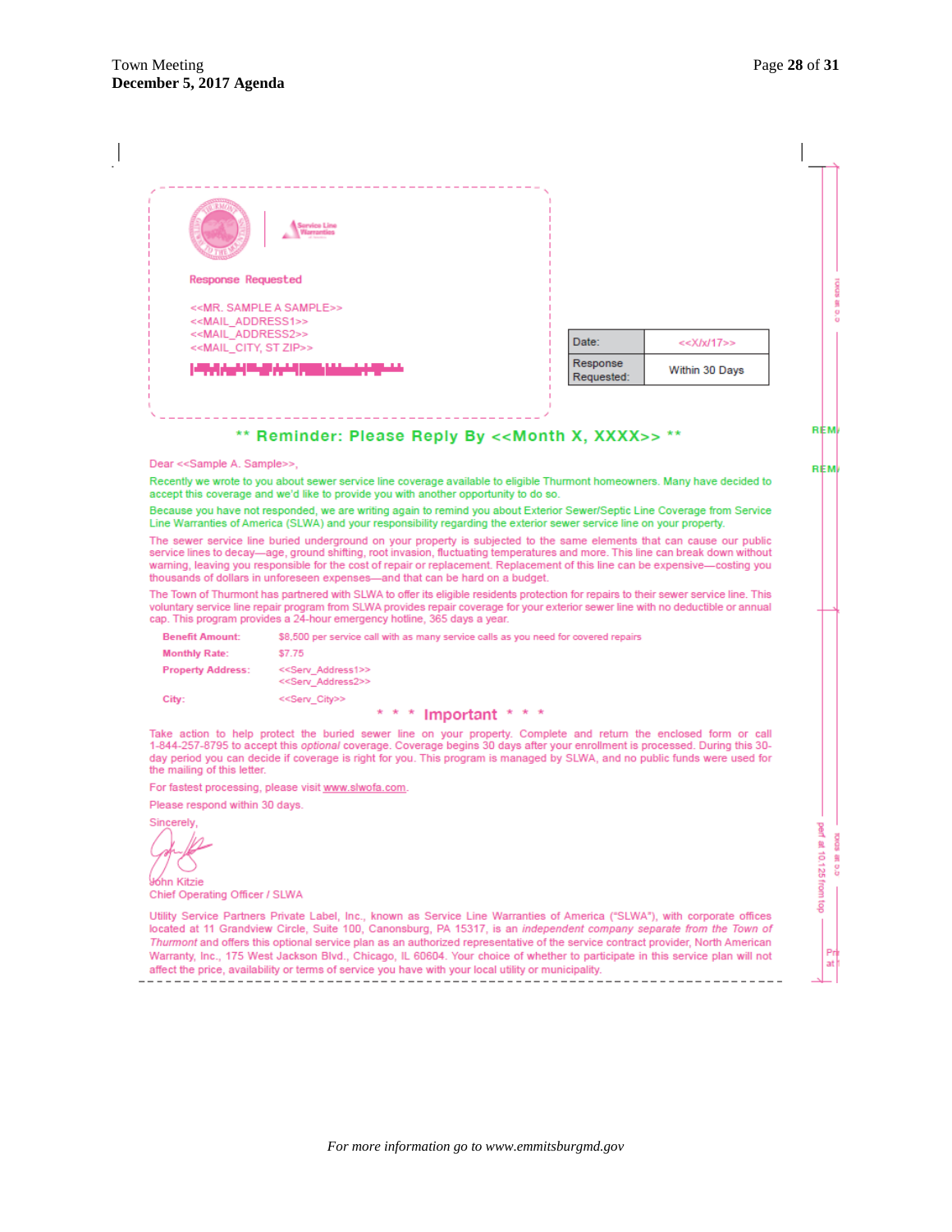Response Requested

<<MR. SAMPLE A SAMPLE>>
<<MAIL_ADDRESS1>>
<<MAIL_ADDRESS2>>
<<MAIL_CITY, ST ZIP>>

| Date: | <<X/x/17>> |
|---|---|
| Response Requested: | Within 30 Days |

## ** Reminder: Please Reply By <<Month X, XXXX>> **

Dear <<Sample A. Sample>>,

Recently we wrote to you about sewer service line coverage available to eligible Thurmont homeowners. Many have decided to accept this coverage and we'd like to provide you with another opportunity to do so.

Because you have not responded, we are writing again to remind you about Exterior Sewer/Septic Line Coverage from Service Line Warranties of America (SLWA) and your responsibility regarding the exterior sewer service line on your property.

The sewer service line buried underground on your property is subjected to the same elements that can cause our public service lines to decay—age, ground shifting, root invasion, fluctuating temperatures and more. This line can break down without warning, leaving you responsible for the cost of repair or replacement. Replacement of this line can be expensive—costing you thousands of dollars in unforeseen expenses—and that can be hard on a budget.

The Town of Thurmont has partnered with SLWA to offer its eligible residents protection for repairs to their sewer service line. This voluntary service line repair program from SLWA provides repair coverage for your exterior sewer line with no deductible or annual cap. This program provides a 24-hour emergency hotline, 365 days a year.

| | |
|---|---|
| **Benefit Amount:** | $8,500 per service call with as many service calls as you need for covered repairs |
| **Monthly Rate:** | $7.75 |
| **Property Address:** | <<Serv_Address1>><br><<Serv_Address2>> |
| **City:** | <<Serv_City>> |

## * * * Important * * *

Take action to help protect the buried sewer line on your property. Complete and return the enclosed form or call 1-844-257-8795 to accept this *optional* coverage. Coverage begins 30 days after your enrollment is processed. During this 30-day period you can decide if coverage is right for you. This program is managed by SLWA, and no public funds were used for the mailing of this letter.

For fastest processing, please visit www.slwofa.com.

Please respond within 30 days.

Sincerely,

John Kitzie
Chief Operating Officer / SLWA

Utility Service Partners Private Label, Inc., known as Service Line Warranties of America ("SLWA"), with corporate offices located at 11 Grandview Circle, Suite 100, Canonsburg, PA 15317, is an *independent company separate from the Town of Thurmont* and offers this optional service plan as an authorized representative of the service contract provider, North American Warranty, Inc., 175 West Jackson Blvd., Chicago, IL 60604. Your choice of whether to participate in this service plan will not affect the price, availability or terms of service you have with your local utility or municipality.

*For more information go to www.emmitsburgmd.gov*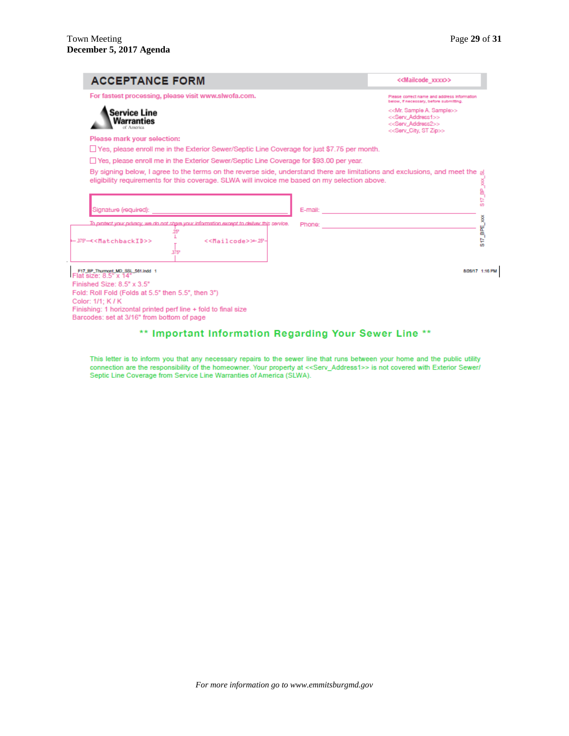## ACCEPTANCE FORM

<<Mailcode_xxxx>>

For fastest processing, please visit www.slwofa.com.

Please correct name and address information below, if necessary, before submitting.

<<Mr. Sample A. Sample>>
<<Serv_Address1>>
<<Serv_Address2>>
<<Serv_City, ST Zip>>

Service Line Warranties of America

Please mark your selection:

☐ Yes, please enroll me in the Exterior Sewer/Septic Line Coverage for just $7.75 per month.

☐ Yes, please enroll me in the Exterior Sewer/Septic Line Coverage for $93.00 per year.

By signing below, I agree to the terms on the reverse side, understand there are limitations and exclusions, and meet the eligibility requirements for this coverage. SLWA will invoice me based on my selection above.

Signature (required): ______________________ E-mail: ______________________

*To protect your privacy, we do not share your information except to deliver this service.* Phone: ______________________

.375" <<MatchbackID>> .25" .375" <<Mailcode>> .25"

S17_BP_xxx_SL

S17_BPE_xxx

F17_BP_Thurmont_MD_SSL_561.indd 1 8/26/17 1:16 PM

Flat size: 8.5" x 14"
Finished Size: 8.5" x 3.5"
Fold: Roll Fold (Folds at 5.5" then 5.5", then 3")
Color: 1/1; K / K
Finishing: 1 horizontal printed perf line + fold to final size
Barcodes: set at 3/16" from bottom of page

## ** Important Information Regarding Your Sewer Line **

This letter is to inform you that any necessary repairs to the sewer line that runs between your home and the public utility connection are the responsibility of the homeowner. Your property at <<Serv_Address1>> is not covered with Exterior Sewer/Septic Line Coverage from Service Line Warranties of America (SLWA).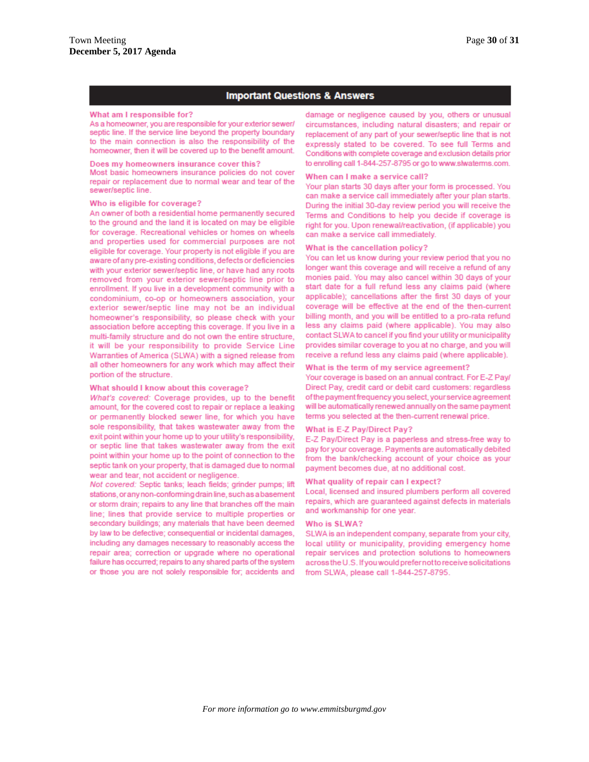## Important Questions & Answers

**What am I responsible for?**
As a homeowner, you are responsible for your exterior sewer/septic line. If the service line beyond the property boundary to the main connection is also the responsibility of the homeowner, then it will be covered up to the benefit amount.

**Does my homeowners insurance cover this?**
Most basic homeowners insurance policies do not cover repair or replacement due to normal wear and tear of the sewer/septic line.

**Who is eligible for coverage?**
An owner of both a residential home permanently secured to the ground and the land it is located on may be eligible for coverage. Recreational vehicles or homes on wheels and properties used for commercial purposes are not eligible for coverage. Your property is not eligible if you are aware of any pre-existing conditions, defects or deficiencies with your exterior sewer/septic line, or have had any roots removed from your exterior sewer/septic line prior to enrollment. If you live in a development community with a condominium, co-op or homeowners association, your exterior sewer/septic line may not be an individual homeowner's responsibility, so please check with your association before accepting this coverage. If you live in a multi-family structure and do not own the entire structure, it will be your responsibility to provide Service Line Warranties of America (SLWA) with a signed release from all other homeowners for any work which may affect their portion of the structure.

**What should I know about this coverage?**
*What's covered:* Coverage provides, up to the benefit amount, for the covered cost to repair or replace a leaking or permanently blocked sewer line, for which you have sole responsibility, that takes wastewater away from the exit point within your home up to your utility's responsibility, or septic line that takes wastewater away from the exit point within your home up to the point of connection to the septic tank on your property, that is damaged due to normal wear and tear, not accident or negligence.
*Not covered:* Septic tanks; leach fields; grinder pumps; lift stations, or any non-conforming drain line, such as a basement or storm drain; repairs to any line that branches off the main line; lines that provide service to multiple properties or secondary buildings; any materials that have been deemed by law to be defective; consequential or incidental damages, including any damages necessary to reasonably access the repair area; correction or upgrade where no operational failure has occurred; repairs to any shared parts of the system or those you are not solely responsible for; accidents and damage or negligence caused by you, others or unusual circumstances, including natural disasters; and repair or replacement of any part of your sewer/septic line that is not expressly stated to be covered. To see full Terms and Conditions with complete coverage and exclusion details prior to enrolling call 1-844-257-8795 or go to www.slwaterms.com.

**When can I make a service call?**
Your plan starts 30 days after your form is processed. You can make a service call immediately after your plan starts. During the initial 30-day review period you will receive the Terms and Conditions to help you decide if coverage is right for you. Upon renewal/reactivation, (if applicable) you can make a service call immediately.

**What is the cancellation policy?**
You can let us know during your review period that you no longer want this coverage and will receive a refund of any monies paid. You may also cancel within 30 days of your start date for a full refund less any claims paid (where applicable); cancellations after the first 30 days of your coverage will be effective at the end of the then-current billing month, and you will be entitled to a pro-rata refund less any claims paid (where applicable). You may also contact SLWA to cancel if you find your utility or municipality provides similar coverage to you at no charge, and you will receive a refund less any claims paid (where applicable).

**What is the term of my service agreement?**
Your coverage is based on an annual contract. For E-Z Pay/Direct Pay, credit card or debit card customers: regardless of the payment frequency you select, your service agreement will be automatically renewed annually on the same payment terms you selected at the then-current renewal price.

**What is E-Z Pay/Direct Pay?**
E-Z Pay/Direct Pay is a paperless and stress-free way to pay for your coverage. Payments are automatically debited from the bank/checking account of your choice as your payment becomes due, at no additional cost.

**What quality of repair can I expect?**
Local, licensed and insured plumbers perform all covered repairs, which are guaranteed against defects in materials and workmanship for one year.

**Who is SLWA?**
SLWA is an independent company, separate from your city, local utility or municipality, providing emergency home repair services and protection solutions to homeowners across the U.S. If you would prefer not to receive solicitations from SLWA, please call 1-844-257-8795.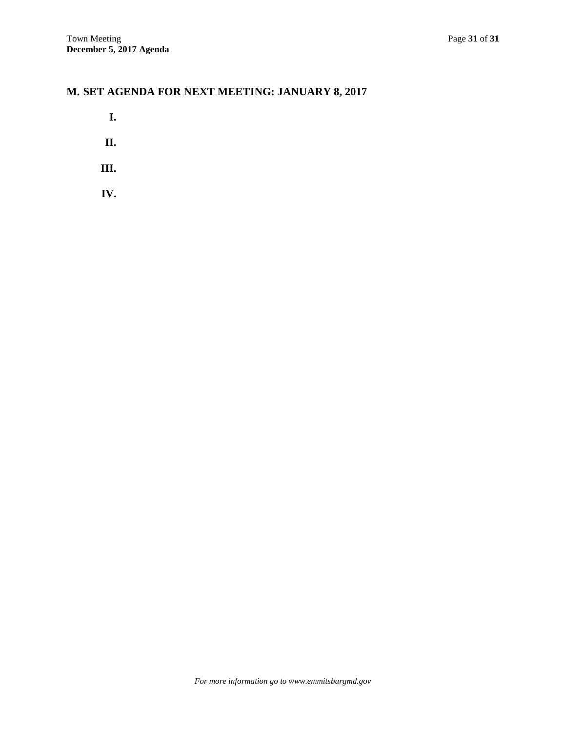## M. SET AGENDA FOR NEXT MEETING: JANUARY 8, 2017

**I.**

**II.**

**III.**

**IV.**